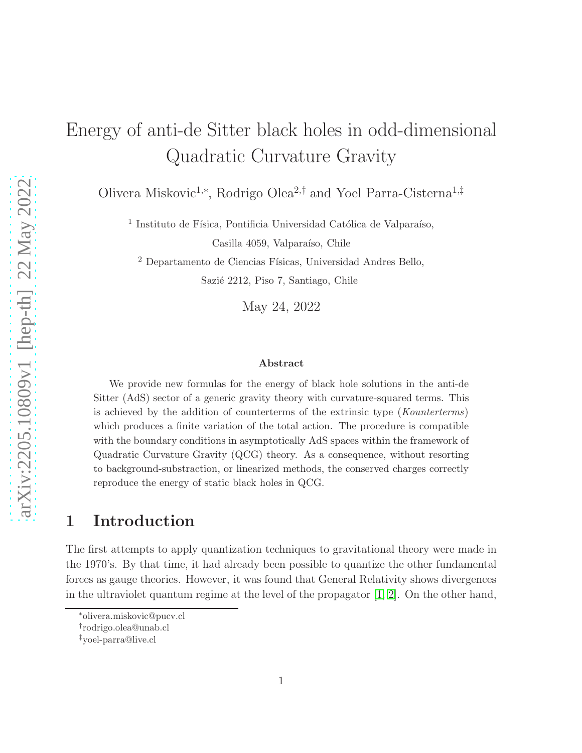# Energy of anti-de Sitter black holes in odd-dimensional Quadratic Curvature Gravity

Olivera Miskovic[1,*], Rodrigo Olea[2,†] and Yoel Parra-Cisterna[1,‡]

[1] Instituto de Física, Pontificia Universidad Católica de Valparaíso,
Casilla 4059, Valparaíso, Chile

[2] Departamento de Ciencias Físicas, Universidad Andres Bello,
Sazié 2212, Piso 7, Santiago, Chile

May 24, 2022

### Abstract

We provide new formulas for the energy of black hole solutions in the anti-de Sitter (AdS) sector of a generic gravity theory with curvature-squared terms. This is achieved by the addition of counterterms of the extrinsic type (*Kounterterms*) which produces a finite variation of the total action. The procedure is compatible with the boundary conditions in asymptotically AdS spaces within the framework of Quadratic Curvature Gravity (QCG) theory. As a consequence, without resorting to background-substraction, or linearized methods, the conserved charges correctly reproduce the energy of static black holes in QCG.

## 1 Introduction

The first attempts to apply quantization techniques to gravitational theory were made in the 1970's. By that time, it had already been possible to quantize the other fundamental forces as gauge theories. However, it was found that General Relativity shows divergences in the ultraviolet quantum regime at the level of the propagator [1, 2]. On the other hand,

---

*olivera.miskovic@pucv.cl

†rodrigo.olea@unab.cl

‡yoel-parra@live.cl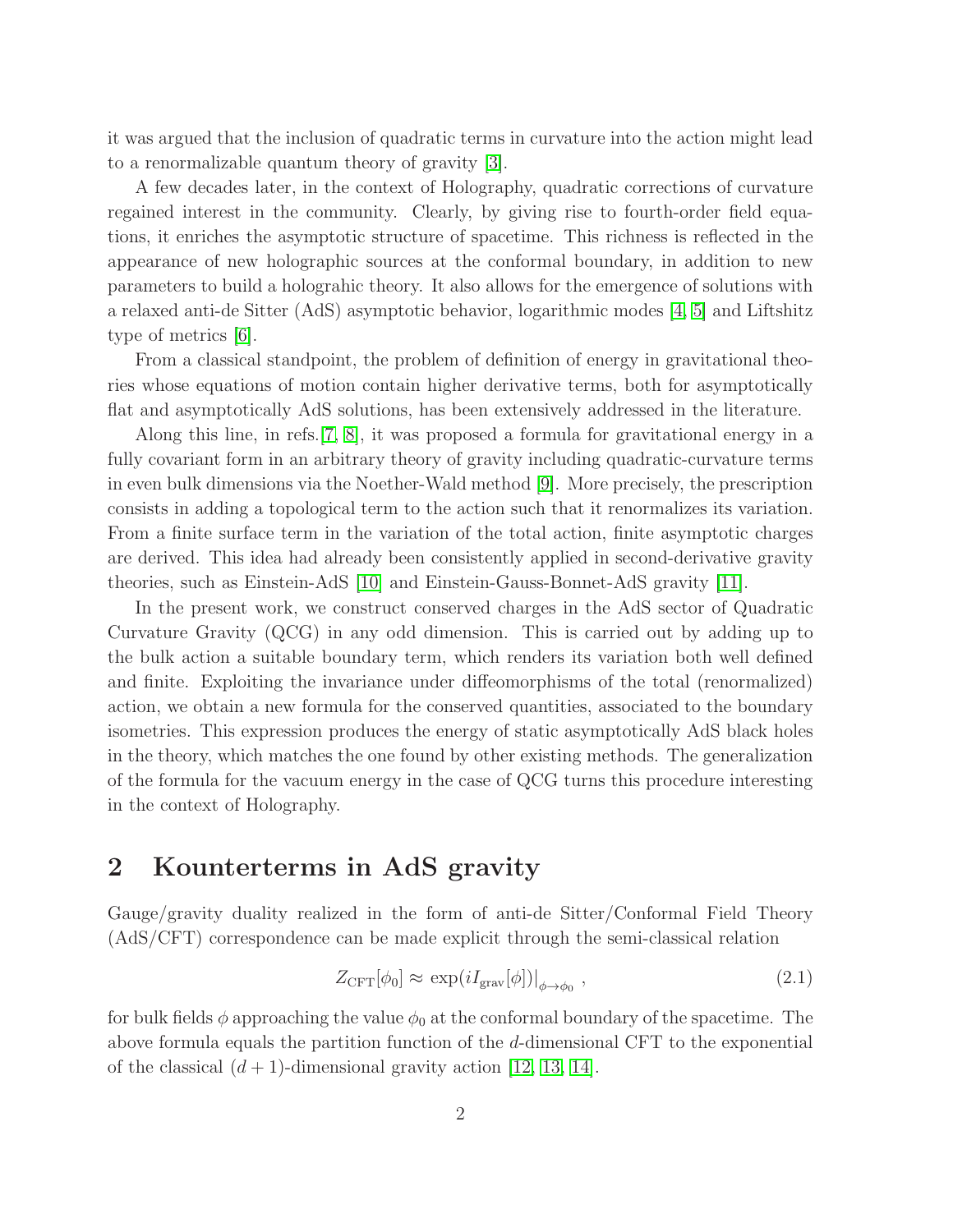it was argued that the inclusion of quadratic terms in curvature into the action might lead to a renormalizable quantum theory of gravity [3].

A few decades later, in the context of Holography, quadratic corrections of curvature regained interest in the community. Clearly, by giving rise to fourth-order field equations, it enriches the asymptotic structure of spacetime. This richness is reflected in the appearance of new holographic sources at the conformal boundary, in addition to new parameters to build a holograhic theory. It also allows for the emergence of solutions with a relaxed anti-de Sitter (AdS) asymptotic behavior, logarithmic modes [4, 5] and Liftshitz type of metrics [6].

From a classical standpoint, the problem of definition of energy in gravitational theories whose equations of motion contain higher derivative terms, both for asymptotically flat and asymptotically AdS solutions, has been extensively addressed in the literature.

Along this line, in refs.[7, 8], it was proposed a formula for gravitational energy in a fully covariant form in an arbitrary theory of gravity including quadratic-curvature terms in even bulk dimensions via the Noether-Wald method [9]. More precisely, the prescription consists in adding a topological term to the action such that it renormalizes its variation. From a finite surface term in the variation of the total action, finite asymptotic charges are derived. This idea had already been consistently applied in second-derivative gravity theories, such as Einstein-AdS [10] and Einstein-Gauss-Bonnet-AdS gravity [11].

In the present work, we construct conserved charges in the AdS sector of Quadratic Curvature Gravity (QCG) in any odd dimension. This is carried out by adding up to the bulk action a suitable boundary term, which renders its variation both well defined and finite. Exploiting the invariance under diffeomorphisms of the total (renormalized) action, we obtain a new formula for the conserved quantities, associated to the boundary isometries. This expression produces the energy of static asymptotically AdS black holes in the theory, which matches the one found by other existing methods. The generalization of the formula for the vacuum energy in the case of QCG turns this procedure interesting in the context of Holography.

## 2 Kounterterms in AdS gravity

Gauge/gravity duality realized in the form of anti-de Sitter/Conformal Field Theory (AdS/CFT) correspondence can be made explicit through the semi-classical relation

$$Z_{\rm CFT}[\phi_0] \approx \exp(iI_{\rm grav}[\phi])\big|_{\phi\to\phi_0} \,, \tag{2.1}$$

for bulk fields $\phi$ approaching the value $\phi_0$ at the conformal boundary of the spacetime. The above formula equals the partition function of the $d$-dimensional CFT to the exponential of the classical $(d+1)$-dimensional gravity action [12, 13, 14].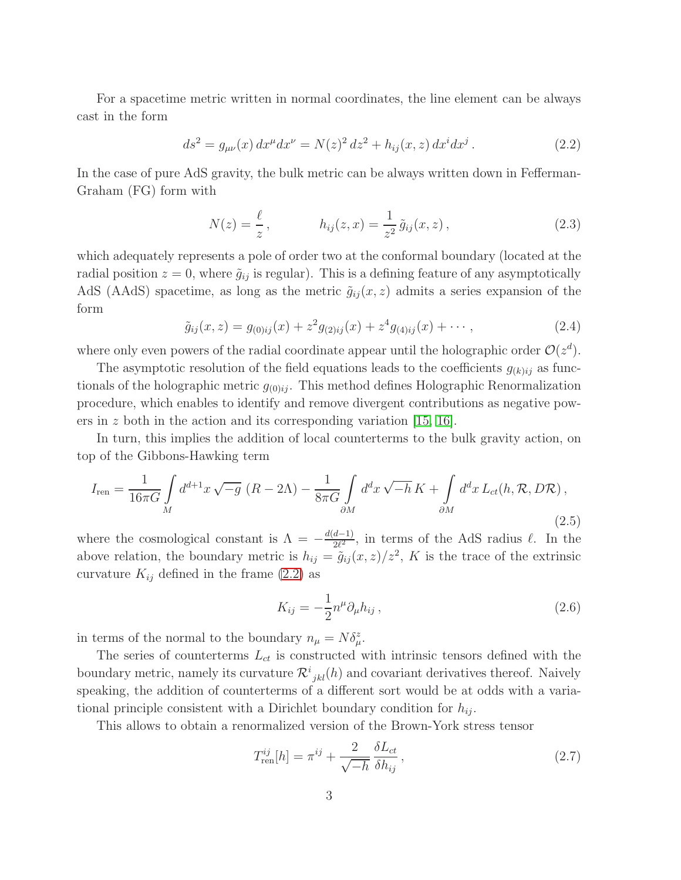For a spacetime metric written in normal coordinates, the line element can be always cast in the form

$$ds^2 = g_{\mu\nu}(x)\, dx^\mu dx^\nu = N(z)^2\, dz^2 + h_{ij}(x,z)\, dx^i dx^j\,. \tag{2.2}$$

In the case of pure AdS gravity, the bulk metric can be always written down in Fefferman-Graham (FG) form with

$$N(z) = \frac{\ell}{z}\,, \qquad\qquad h_{ij}(z,x) = \frac{1}{z^2}\,\tilde{g}_{ij}(x,z)\,, \tag{2.3}$$

which adequately represents a pole of order two at the conformal boundary (located at the radial position $z = 0$, where $\tilde{g}_{ij}$ is regular). This is a defining feature of any asymptotically AdS (AAdS) spacetime, as long as the metric $\tilde{g}_{ij}(x,z)$ admits a series expansion of the form

$$\tilde{g}_{ij}(x,z) = g_{(0)ij}(x) + z^2 g_{(2)ij}(x) + z^4 g_{(4)ij}(x) + \cdots\,, \tag{2.4}$$

where only even powers of the radial coordinate appear until the holographic order $\mathcal{O}(z^d)$.

The asymptotic resolution of the field equations leads to the coefficients $g_{(k)ij}$ as functionals of the holographic metric $g_{(0)ij}$. This method defines Holographic Renormalization procedure, which enables to identify and remove divergent contributions as negative powers in $z$ both in the action and its corresponding variation [15, 16].

In turn, this implies the addition of local counterterms to the bulk gravity action, on top of the Gibbons-Hawking term

$$I_{\text{ren}} = \frac{1}{16\pi G}\int\limits_M d^{d+1}x\,\sqrt{-g}\,\left(R - 2\Lambda\right) - \frac{1}{8\pi G}\int\limits_{\partial M} d^dx\,\sqrt{-h}\,K + \int\limits_{\partial M} d^dx\, L_{ct}(h,\mathcal{R},D\mathcal{R})\,, \tag{2.5}$$

where the cosmological constant is $\Lambda = -\frac{d(d-1)}{2\ell^2}$, in terms of the AdS radius $\ell$. In the above relation, the boundary metric is $h_{ij} = \tilde{g}_{ij}(x,z)/z^2$, $K$ is the trace of the extrinsic curvature $K_{ij}$ defined in the frame (2.2) as

$$K_{ij} = -\frac{1}{2} n^\mu \partial_\mu h_{ij}\,, \tag{2.6}$$

in terms of the normal to the boundary $n_\mu = N\delta^z_\mu$.

The series of counterterms $L_{ct}$ is constructed with intrinsic tensors defined with the boundary metric, namely its curvature $\mathcal{R}^i{}_{jkl}(h)$ and covariant derivatives thereof. Naively speaking, the addition of counterterms of a different sort would be at odds with a variational principle consistent with a Dirichlet boundary condition for $h_{ij}$.

This allows to obtain a renormalized version of the Brown-York stress tensor

$$T^{ij}_{\text{ren}}[h] = \pi^{ij} + \frac{2}{\sqrt{-h}}\,\frac{\delta L_{ct}}{\delta h_{ij}}\,, \tag{2.7}$$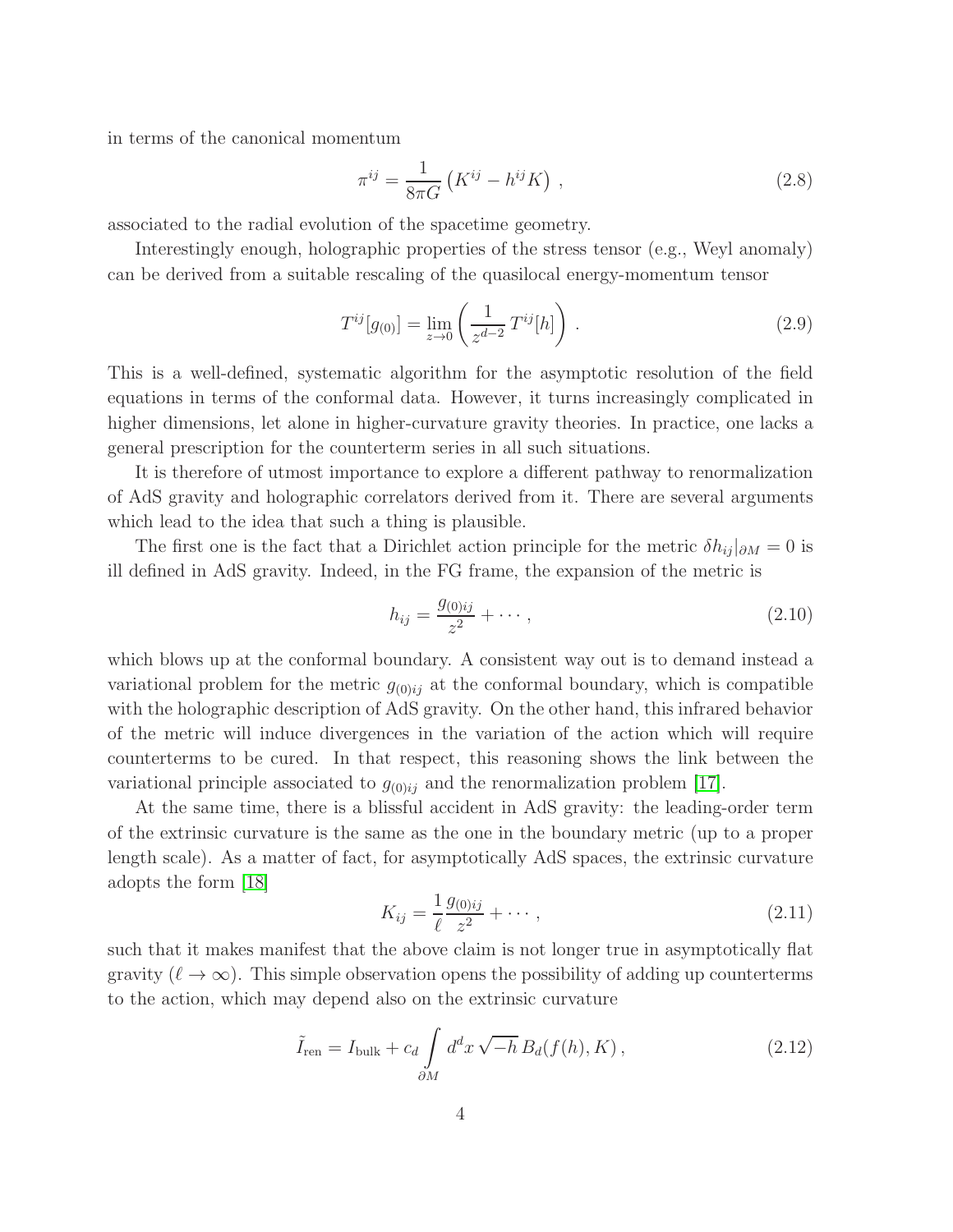in terms of the canonical momentum

$$
\pi^{ij} = \frac{1}{8\pi G}\left(K^{ij} - h^{ij}K\right) \,, \tag{2.8}
$$

associated to the radial evolution of the spacetime geometry.

Interestingly enough, holographic properties of the stress tensor (e.g., Weyl anomaly) can be derived from a suitable rescaling of the quasilocal energy-momentum tensor

$$
T^{ij}[g_{(0)}] = \lim_{z\to 0}\left(\frac{1}{z^{d-2}}\,T^{ij}[h]\right) \,. \tag{2.9}
$$

This is a well-defined, systematic algorithm for the asymptotic resolution of the field equations in terms of the conformal data. However, it turns increasingly complicated in higher dimensions, let alone in higher-curvature gravity theories. In practice, one lacks a general prescription for the counterterm series in all such situations.

It is therefore of utmost importance to explore a different pathway to renormalization of AdS gravity and holographic correlators derived from it. There are several arguments which lead to the idea that such a thing is plausible.

The first one is the fact that a Dirichlet action principle for the metric $\delta h_{ij}|_{\partial M} = 0$ is ill defined in AdS gravity. Indeed, in the FG frame, the expansion of the metric is

$$
h_{ij} = \frac{g_{(0)ij}}{z^2} + \cdots \,, \tag{2.10}
$$

which blows up at the conformal boundary. A consistent way out is to demand instead a variational problem for the metric $g_{(0)ij}$ at the conformal boundary, which is compatible with the holographic description of AdS gravity. On the other hand, this infrared behavior of the metric will induce divergences in the variation of the action which will require counterterms to be cured. In that respect, this reasoning shows the link between the variational principle associated to $g_{(0)ij}$ and the renormalization problem [17].

At the same time, there is a blissful accident in AdS gravity: the leading-order term of the extrinsic curvature is the same as the one in the boundary metric (up to a proper length scale). As a matter of fact, for asymptotically AdS spaces, the extrinsic curvature adopts the form [18]

$$
K_{ij} = \frac{1}{\ell}\frac{g_{(0)ij}}{z^2} + \cdots \,, \tag{2.11}
$$

such that it makes manifest that the above claim is not longer true in asymptotically flat gravity ($\ell \to \infty$). This simple observation opens the possibility of adding up counterterms to the action, which may depend also on the extrinsic curvature

$$
\tilde{I}_{\text{ren}} = I_{\text{bulk}} + c_d \int\limits_{\partial M} d^dx\,\sqrt{-h}\,B_d(f(h),K) \,, \tag{2.12}
$$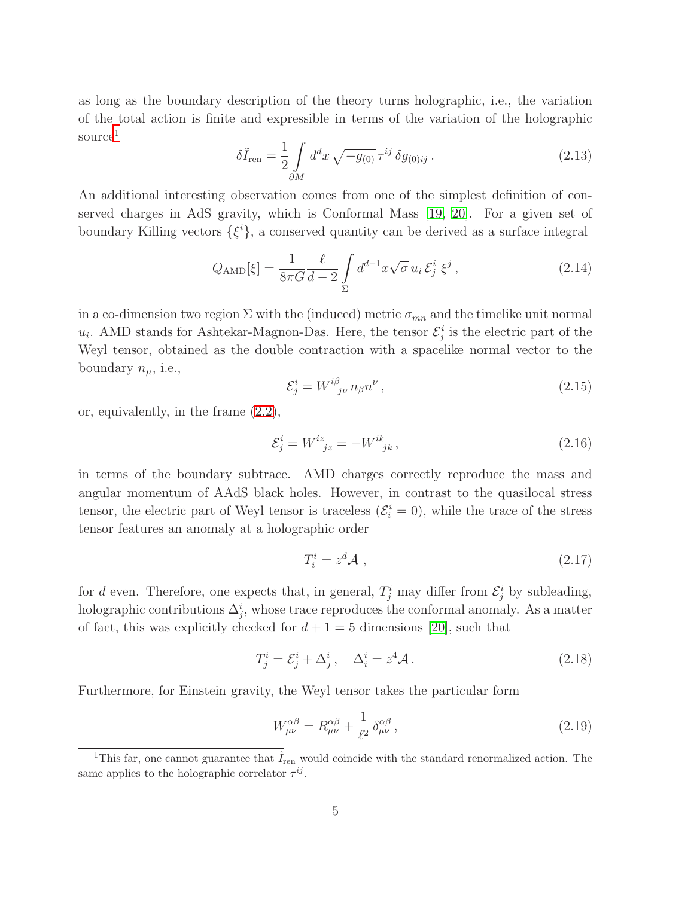as long as the boundary description of the theory turns holographic, i.e., the variation of the total action is finite and expressible in terms of the variation of the holographic source[1]

$$\delta \tilde{I}_{\text{ren}} = \frac{1}{2} \int\limits_{\partial M} d^d x \sqrt{-g_{(0)}}\, \tau^{ij}\, \delta g_{(0)ij} \,. \tag{2.13}$$

An additional interesting observation comes from one of the simplest definition of conserved charges in AdS gravity, which is Conformal Mass [19, 20]. For a given set of boundary Killing vectors $\{\xi^i\}$, a conserved quantity can be derived as a surface integral

$$Q_{\text{AMD}}[\xi] = \frac{1}{8\pi G} \frac{\ell}{d-2} \int\limits_{\Sigma} d^{d-1}x \sqrt{\sigma}\, u_i\, \mathcal{E}^i_j\, \xi^j \,, \tag{2.14}$$

in a co-dimension two region $\Sigma$ with the (induced) metric $\sigma_{mn}$ and the timelike unit normal $u_i$. AMD stands for Ashtekar-Magnon-Das. Here, the tensor $\mathcal{E}^i_j$ is the electric part of the Weyl tensor, obtained as the double contraction with a spacelike normal vector to the boundary $n_\mu$, i.e.,

$$\mathcal{E}^i_j = W^{i\beta}{}_{j\nu}\, n_\beta n^\nu \,, \tag{2.15}$$

or, equivalently, in the frame (2.2),

$$\mathcal{E}^i_j = W^{iz}{}_{jz} = -W^{ik}{}_{jk} \,, \tag{2.16}$$

in terms of the boundary subtrace. AMD charges correctly reproduce the mass and angular momentum of AAdS black holes. However, in contrast to the quasilocal stress tensor, the electric part of Weyl tensor is traceless ($\mathcal{E}^i_i = 0$), while the trace of the stress tensor features an anomaly at a holographic order

$$T^i_i = z^d \mathcal{A} \,, \tag{2.17}$$

for $d$ even. Therefore, one expects that, in general, $T^i_j$ may differ from $\mathcal{E}^i_j$ by subleading, holographic contributions $\Delta^i_j$, whose trace reproduces the conformal anomaly. As a matter of fact, this was explicitly checked for $d+1 = 5$ dimensions [20], such that

$$T^i_j = \mathcal{E}^i_j + \Delta^i_j \,, \quad \Delta^i_i = z^4 \mathcal{A} \,. \tag{2.18}$$

Furthermore, for Einstein gravity, the Weyl tensor takes the particular form

$$W^{\alpha\beta}_{\mu\nu} = R^{\alpha\beta}_{\mu\nu} + \frac{1}{\ell^2}\, \delta^{\alpha\beta}_{\mu\nu} \,, \tag{2.19}$$

---

[1] This far, one cannot guarantee that $\tilde{I}_{\text{ren}}$ would coincide with the standard renormalized action. The same applies to the holographic correlator $\tau^{ij}$.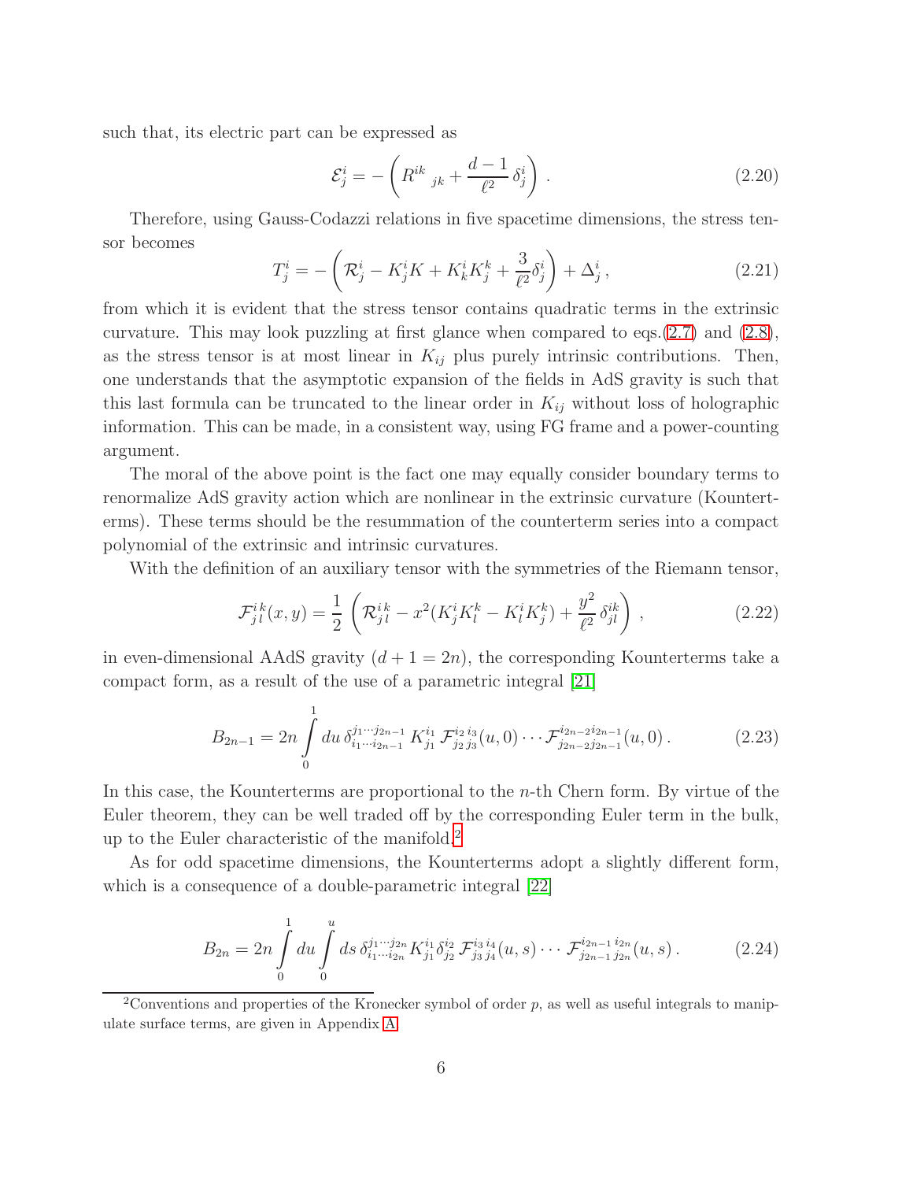such that, its electric part can be expressed as

$$
\mathcal{E}^i_j = -\left( R^{ik}{}_{jk} + \frac{d-1}{\ell^2}\,\delta^i_j \right) . \tag{2.20}
$$

Therefore, using Gauss-Codazzi relations in five spacetime dimensions, the stress tensor becomes

$$
T^i_j = -\left( \mathcal{R}^i_j - K^i_j K + K^i_k K^k_j + \frac{3}{\ell^2}\delta^i_j \right) + \Delta^i_j \,, \tag{2.21}
$$

from which it is evident that the stress tensor contains quadratic terms in the extrinsic curvature. This may look puzzling at first glance when compared to eqs.(2.7) and (2.8), as the stress tensor is at most linear in $K_{ij}$ plus purely intrinsic contributions. Then, one understands that the asymptotic expansion of the fields in AdS gravity is such that this last formula can be truncated to the linear order in $K_{ij}$ without loss of holographic information. This can be made, in a consistent way, using FG frame and a power-counting argument.

The moral of the above point is the fact one may equally consider boundary terms to renormalize AdS gravity action which are nonlinear in the extrinsic curvature (Kounterterms). These terms should be the resummation of the counterterm series into a compact polynomial of the extrinsic and intrinsic curvatures.

With the definition of an auxiliary tensor with the symmetries of the Riemann tensor,

$$
\mathcal{F}^{ik}_{jl}(x,y) = \frac{1}{2}\left( \mathcal{R}^{ik}_{jl} - x^2(K^i_j K^k_l - K^i_l K^k_j) + \frac{y^2}{\ell^2}\,\delta^{ik}_{jl} \right) , \tag{2.22}
$$

in even-dimensional AAdS gravity ($d+1=2n$), the corresponding Kounterterms take a compact form, as a result of the use of a parametric integral [21]

$$
B_{2n-1} = 2n \int\limits_0^1 du \, \delta^{j_1 \cdots j_{2n-1}}_{i_1 \cdots i_{2n-1}} \, K^{i_1}_{j_1} \, \mathcal{F}^{i_2 \, i_3}_{j_2 \, j_3}(u,0) \cdots \mathcal{F}^{i_{2n-2} i_{2n-1}}_{j_{2n-2} j_{2n-1}}(u,0) \, . \tag{2.23}
$$

In this case, the Kounterterms are proportional to the $n$-th Chern form. By virtue of the Euler theorem, they can be well traded off by the corresponding Euler term in the bulk, up to the Euler characteristic of the manifold.[2]

As for odd spacetime dimensions, the Kounterterms adopt a slightly different form, which is a consequence of a double-parametric integral [22]

$$
B_{2n} = 2n \int\limits_0^1 du \int\limits_0^u ds \, \delta^{j_1 \cdots j_{2n}}_{i_1 \cdots i_{2n}} \, K^{i_1}_{j_1} \delta^{i_2}_{j_2} \, \mathcal{F}^{i_3 \, i_4}_{j_3 \, j_4}(u,s) \cdots \, \mathcal{F}^{i_{2n-1} \, i_{2n}}_{j_{2n-1} \, j_{2n}}(u,s) \, . \tag{2.24}
$$

[2] Conventions and properties of the Kronecker symbol of order $p$, as well as useful integrals to manipulate surface terms, are given in Appendix A.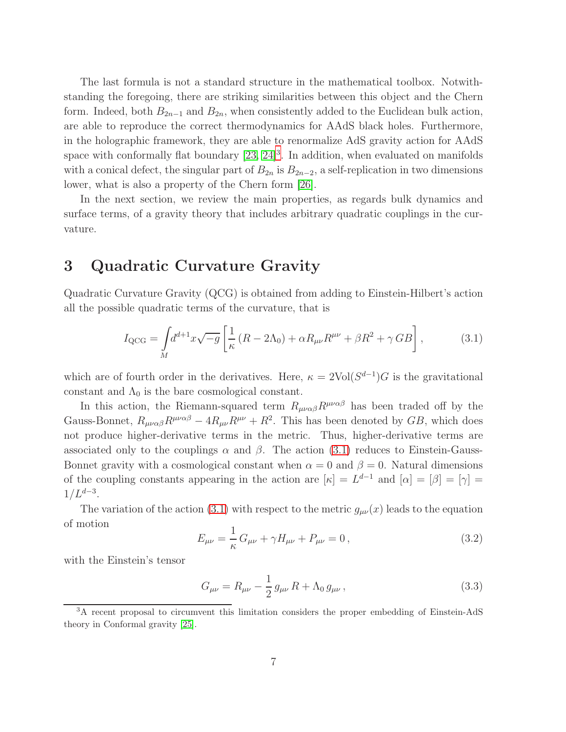The last formula is not a standard structure in the mathematical toolbox. Notwithstanding the foregoing, there are striking similarities between this object and the Chern form. Indeed, both $B_{2n-1}$ and $B_{2n}$, when consistently added to the Euclidean bulk action, are able to reproduce the correct thermodynamics for AAdS black holes. Furthermore, in the holographic framework, they are able to renormalize AdS gravity action for AAdS space with conformally flat boundary [23, 24][3]. In addition, when evaluated on manifolds with a conical defect, the singular part of $B_{2n}$ is $B_{2n-2}$, a self-replication in two dimensions lower, what is also a property of the Chern form [26].

In the next section, we review the main properties, as regards bulk dynamics and surface terms, of a gravity theory that includes arbitrary quadratic couplings in the curvature.

# 3 Quadratic Curvature Gravity

Quadratic Curvature Gravity (QCG) is obtained from adding to Einstein-Hilbert's action all the possible quadratic terms of the curvature, that is

$$I_{\text{QCG}} = \int\limits_{M} d^{d+1}x\sqrt{-g}\left[\frac{1}{\kappa}\left(R-2\Lambda_0\right)+\alpha R_{\mu\nu}R^{\mu\nu}+\beta R^2+\gamma\, GB\right], \tag{3.1}$$

which are of fourth order in the derivatives. Here, $\kappa = 2\text{Vol}(S^{d-1})G$ is the gravitational constant and $\Lambda_0$ is the bare cosmological constant.

In this action, the Riemann-squared term $R_{\mu\nu\alpha\beta}R^{\mu\nu\alpha\beta}$ has been traded off by the Gauss-Bonnet, $R_{\mu\nu\alpha\beta}R^{\mu\nu\alpha\beta} - 4R_{\mu\nu}R^{\mu\nu} + R^2$. This has been denoted by $GB$, which does not produce higher-derivative terms in the metric. Thus, higher-derivative terms are associated only to the couplings $\alpha$ and $\beta$. The action (3.1) reduces to Einstein-Gauss-Bonnet gravity with a cosmological constant when $\alpha = 0$ and $\beta = 0$. Natural dimensions of the coupling constants appearing in the action are $[\kappa] = L^{d-1}$ and $[\alpha] = [\beta] = [\gamma] = 1/L^{d-3}$.

The variation of the action (3.1) with respect to the metric $g_{\mu\nu}(x)$ leads to the equation of motion

$$E_{\mu\nu} = \frac{1}{\kappa}\,G_{\mu\nu} + \gamma H_{\mu\nu} + P_{\mu\nu} = 0\,, \tag{3.2}$$

with the Einstein's tensor

$$G_{\mu\nu} = R_{\mu\nu} - \frac{1}{2}\,g_{\mu\nu}\,R + \Lambda_0\,g_{\mu\nu}\,, \tag{3.3}$$

[3] A recent proposal to circumvent this limitation considers the proper embedding of Einstein-AdS theory in Conformal gravity [25].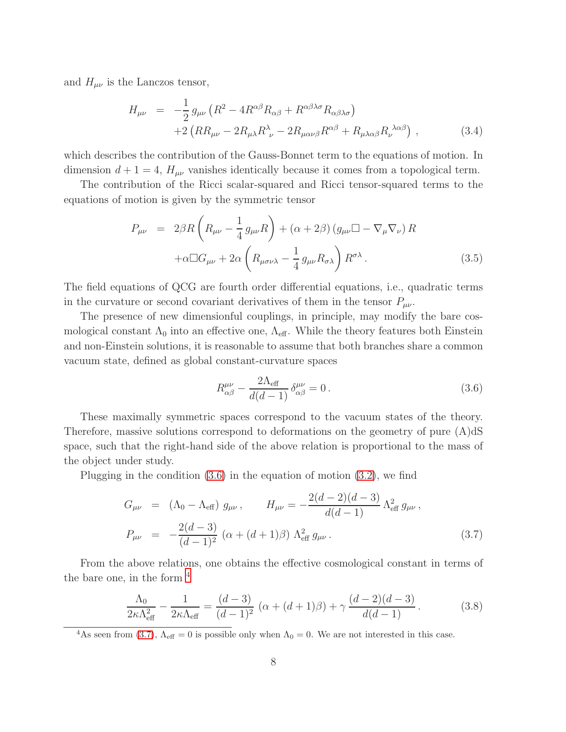and $H_{\mu\nu}$ is the Lanczos tensor,

$$
\begin{aligned}
H_{\mu\nu} &= -\frac{1}{2}\, g_{\mu\nu} \left( R^2 - 4R^{\alpha\beta}R_{\alpha\beta} + R^{\alpha\beta\lambda\sigma}R_{\alpha\beta\lambda\sigma} \right) \\
&\quad + 2\left( RR_{\mu\nu} - 2R_{\mu\lambda}R^{\lambda}{}_{\nu} - 2R_{\mu\alpha\nu\beta}R^{\alpha\beta} + R_{\mu\lambda\alpha\beta}R_{\nu}{}^{\lambda\alpha\beta} \right) ,
\end{aligned} \tag{3.4}
$$

which describes the contribution of the Gauss-Bonnet term to the equations of motion. In dimension $d+1=4$, $H_{\mu\nu}$ vanishes identically because it comes from a topological term.

The contribution of the Ricci scalar-squared and Ricci tensor-squared terms to the equations of motion is given by the symmetric tensor

$$
\begin{aligned}
P_{\mu\nu} &= 2\beta R \left( R_{\mu\nu} - \frac{1}{4}\, g_{\mu\nu} R \right) + (\alpha + 2\beta)\left( g_{\mu\nu}\Box - \nabla_{\mu}\nabla_{\nu} \right) R \\
&\quad + \alpha \Box G_{\mu\nu} + 2\alpha \left( R_{\mu\sigma\nu\lambda} - \frac{1}{4}\, g_{\mu\nu} R_{\sigma\lambda} \right) R^{\sigma\lambda} .
\end{aligned} \tag{3.5}
$$

The field equations of QCG are fourth order differential equations, i.e., quadratic terms in the curvature or second covariant derivatives of them in the tensor $P_{\mu\nu}$.

The presence of new dimensionful couplings, in principle, may modify the bare cosmological constant $\Lambda_0$ into an effective one, $\Lambda_{\text{eff}}$. While the theory features both Einstein and non-Einstein solutions, it is reasonable to assume that both branches share a common vacuum state, defined as global constant-curvature spaces

$$
R^{\mu\nu}_{\alpha\beta} - \frac{2\Lambda_{\text{eff}}}{d(d-1)}\, \delta^{\mu\nu}_{\alpha\beta} = 0 \,. \tag{3.6}
$$

These maximally symmetric spaces correspond to the vacuum states of the theory. Therefore, massive solutions correspond to deformations on the geometry of pure (A)dS space, such that the right-hand side of the above relation is proportional to the mass of the object under study.

Plugging in the condition (3.6) in the equation of motion (3.2), we find

$$
\begin{aligned}
G_{\mu\nu} &= \left( \Lambda_0 - \Lambda_{\text{eff}} \right) g_{\mu\nu} \,, \qquad H_{\mu\nu} = -\frac{2(d-2)(d-3)}{d(d-1)}\, \Lambda_{\text{eff}}^2\, g_{\mu\nu} \,, \\
P_{\mu\nu} &= -\frac{2(d-3)}{(d-1)^2}\, \left( \alpha + (d+1)\beta \right)\, \Lambda_{\text{eff}}^2\, g_{\mu\nu} \,.
\end{aligned} \tag{3.7}
$$

From the above relations, one obtains the effective cosmological constant in terms of the bare one, in the form [4]

$$
\frac{\Lambda_0}{2\kappa\Lambda_{\text{eff}}^2} - \frac{1}{2\kappa\Lambda_{\text{eff}}} = \frac{(d-3)}{(d-1)^2}\, \left( \alpha + (d+1)\beta \right) + \gamma\, \frac{(d-2)(d-3)}{d(d-1)} \,. \tag{3.8}
$$

[4] As seen from (3.7), $\Lambda_{\text{eff}} = 0$ is possible only when $\Lambda_0 = 0$. We are not interested in this case.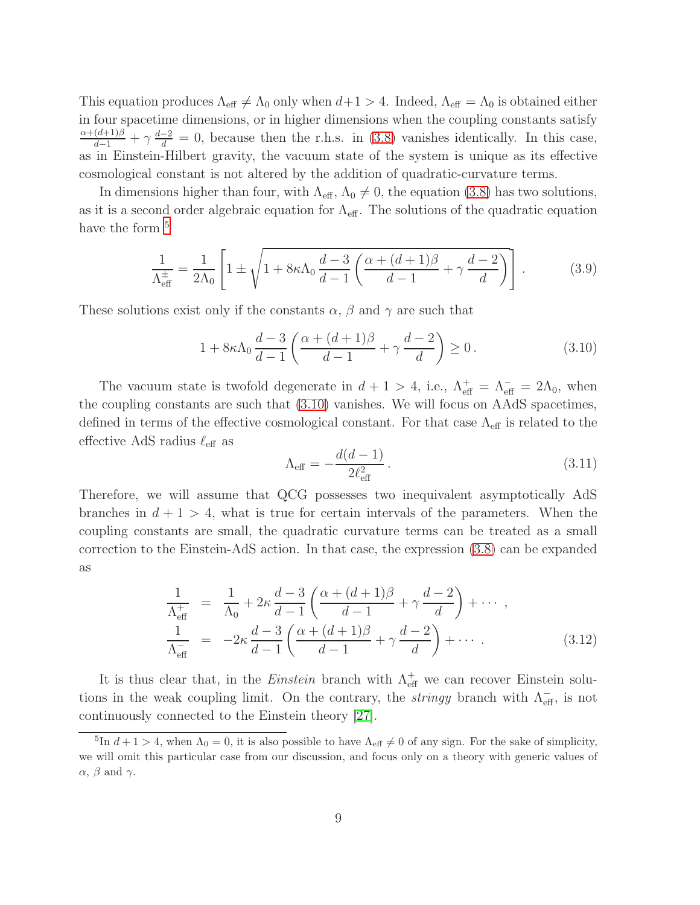This equation produces $\Lambda_{\text{eff}} \neq \Lambda_0$ only when $d+1>4$. Indeed, $\Lambda_{\text{eff}} = \Lambda_0$ is obtained either in four spacetime dimensions, or in higher dimensions when the coupling constants satisfy $\frac{\alpha+(d+1)\beta}{d-1} + \gamma\,\frac{d-2}{d} = 0$, because then the r.h.s. in (3.8) vanishes identically. In this case, as in Einstein-Hilbert gravity, the vacuum state of the system is unique as its effective cosmological constant is not altered by the addition of quadratic-curvature terms.

In dimensions higher than four, with $\Lambda_{\text{eff}}, \Lambda_0 \neq 0$, the equation (3.8) has two solutions, as it is a second order algebraic equation for $\Lambda_{\text{eff}}$. The solutions of the quadratic equation have the form [5]

$$
\frac{1}{\Lambda_{\text{eff}}^{\pm}} = \frac{1}{2\Lambda_0}\left[1 \pm \sqrt{1 + 8\kappa\Lambda_0\,\frac{d-3}{d-1}\left(\frac{\alpha+(d+1)\beta}{d-1} + \gamma\,\frac{d-2}{d}\right)}\,\right]. \tag{3.9}
$$

These solutions exist only if the constants $\alpha$, $\beta$ and $\gamma$ are such that

$$
1 + 8\kappa\Lambda_0\,\frac{d-3}{d-1}\left(\frac{\alpha+(d+1)\beta}{d-1} + \gamma\,\frac{d-2}{d}\right) \geq 0\,. \tag{3.10}
$$

The vacuum state is twofold degenerate in $d+1>4$, i.e., $\Lambda_{\text{eff}}^{+} = \Lambda_{\text{eff}}^{-} = 2\Lambda_0$, when the coupling constants are such that (3.10) vanishes. We will focus on AAdS spacetimes, defined in terms of the effective cosmological constant. For that case $\Lambda_{\text{eff}}$ is related to the effective AdS radius $\ell_{\text{eff}}$ as

$$
\Lambda_{\text{eff}} = -\frac{d(d-1)}{2\ell_{\text{eff}}^2}\,. \tag{3.11}
$$

Therefore, we will assume that QCG possesses two inequivalent asymptotically AdS branches in $d+1>4$, what is true for certain intervals of the parameters. When the coupling constants are small, the quadratic curvature terms can be treated as a small correction to the Einstein-AdS action. In that case, the expression (3.8) can be expanded as

$$
\begin{aligned}
\frac{1}{\Lambda_{\text{eff}}^{+}} &= \frac{1}{\Lambda_0} + 2\kappa\,\frac{d-3}{d-1}\left(\frac{\alpha+(d+1)\beta}{d-1} + \gamma\,\frac{d-2}{d}\right) + \cdots\,, \\
\frac{1}{\Lambda_{\text{eff}}^{-}} &= -2\kappa\,\frac{d-3}{d-1}\left(\frac{\alpha+(d+1)\beta}{d-1} + \gamma\,\frac{d-2}{d}\right) + \cdots\,.
\end{aligned} \tag{3.12}
$$

It is thus clear that, in the *Einstein* branch with $\Lambda_{\text{eff}}^{+}$ we can recover Einstein solutions in the weak coupling limit. On the contrary, the *stringy* branch with $\Lambda_{\text{eff}}^{-}$, is not continuously connected to the Einstein theory [27].

[5] In $d+1>4$, when $\Lambda_0 = 0$, it is also possible to have $\Lambda_{\text{eff}} \neq 0$ of any sign. For the sake of simplicity, we will omit this particular case from our discussion, and focus only on a theory with generic values of $\alpha$, $\beta$ and $\gamma$.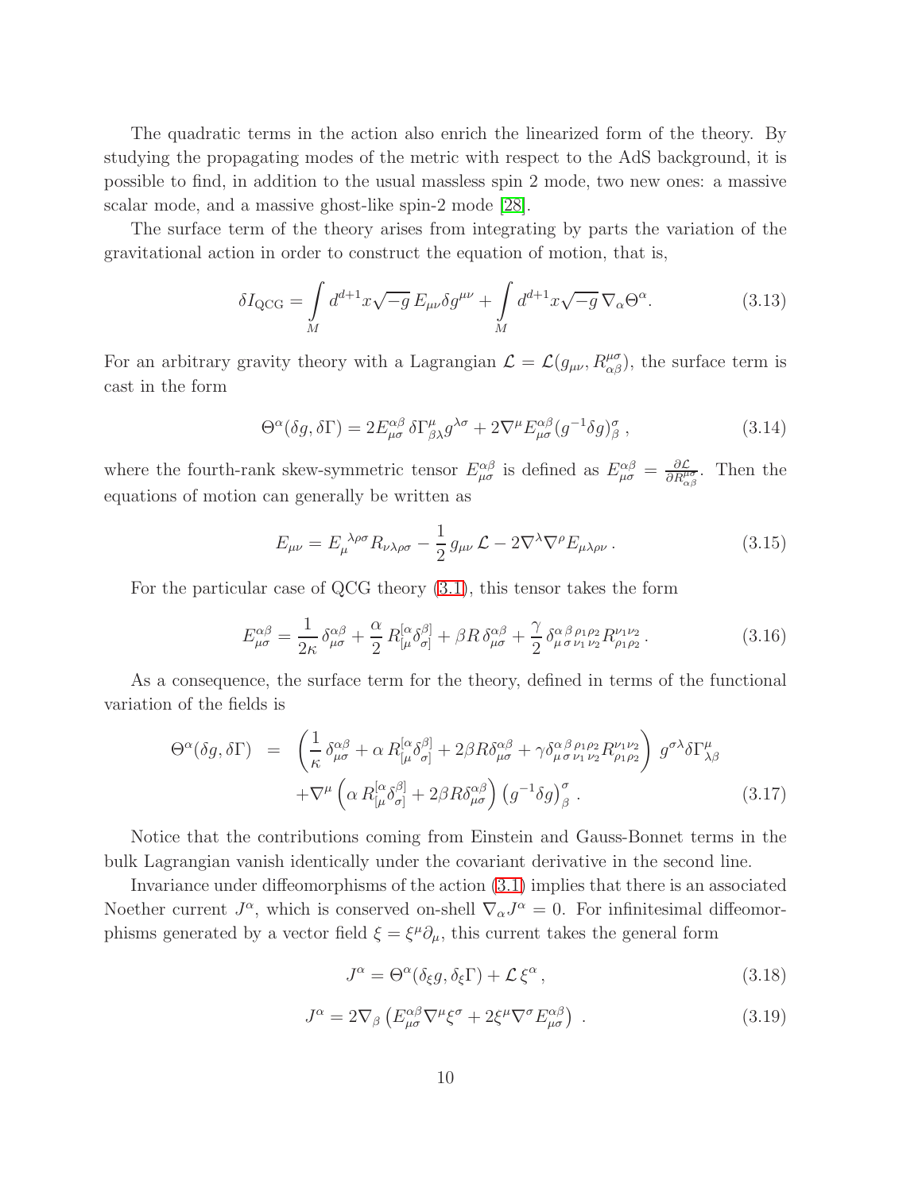The quadratic terms in the action also enrich the linearized form of the theory. By studying the propagating modes of the metric with respect to the AdS background, it is possible to find, in addition to the usual massless spin 2 mode, two new ones: a massive scalar mode, and a massive ghost-like spin-2 mode [28].

The surface term of the theory arises from integrating by parts the variation of the gravitational action in order to construct the equation of motion, that is,

$$\delta I_{\mathrm{QCG}} = \int\limits_{M} d^{d+1}x\sqrt{-g}\, E_{\mu\nu}\delta g^{\mu\nu} + \int\limits_{M} d^{d+1}x\sqrt{-g}\, \nabla_\alpha \Theta^\alpha . \tag{3.13}$$

For an arbitrary gravity theory with a Lagrangian $\mathcal{L} = \mathcal{L}(g_{\mu\nu}, R^{\mu\sigma}_{\alpha\beta})$, the surface term is cast in the form

$$\Theta^\alpha(\delta g, \delta\Gamma) = 2E^{\alpha\beta}_{\mu\sigma}\, \delta\Gamma^\mu_{\beta\lambda} g^{\lambda\sigma} + 2\nabla^\mu E^{\alpha\beta}_{\mu\sigma}(g^{-1}\delta g)^\sigma_{\ \beta}\,, \tag{3.14}$$

where the fourth-rank skew-symmetric tensor $E^{\alpha\beta}_{\mu\sigma}$ is defined as $E^{\alpha\beta}_{\mu\sigma} = \frac{\partial \mathcal{L}}{\partial R^{\mu\sigma}_{\alpha\beta}}$. Then the equations of motion can generally be written as

$$E_{\mu\nu} = E_\mu^{\ \lambda\rho\sigma} R_{\nu\lambda\rho\sigma} - \frac{1}{2}\, g_{\mu\nu}\, \mathcal{L} - 2\nabla^\lambda \nabla^\rho E_{\mu\lambda\rho\nu}\,. \tag{3.15}$$

For the particular case of QCG theory (3.1), this tensor takes the form

$$E^{\alpha\beta}_{\mu\sigma} = \frac{1}{2\kappa}\, \delta^{\alpha\beta}_{\mu\sigma} + \frac{\alpha}{2}\, R^{[\alpha}_{[\mu}\delta^{\beta]}_{\sigma]} + \beta R\, \delta^{\alpha\beta}_{\mu\sigma} + \frac{\gamma}{2}\, \delta^{\alpha\,\beta\,\rho_1\rho_2}_{\mu\,\sigma\,\nu_1\nu_2} R^{\nu_1\nu_2}_{\rho_1\rho_2}\,. \tag{3.16}$$

As a consequence, the surface term for the theory, defined in terms of the functional variation of the fields is

$$\begin{aligned}\Theta^\alpha(\delta g, \delta\Gamma) \;&=\; \left(\frac{1}{\kappa}\, \delta^{\alpha\beta}_{\mu\sigma} + \alpha\, R^{[\alpha}_{[\mu}\delta^{\beta]}_{\sigma]} + 2\beta R\delta^{\alpha\beta}_{\mu\sigma} + \gamma\delta^{\alpha\,\beta\,\rho_1\rho_2}_{\mu\,\sigma\,\nu_1\nu_2} R^{\nu_1\nu_2}_{\rho_1\rho_2}\right) g^{\sigma\lambda}\delta\Gamma^\mu_{\lambda\beta} \\ &\quad + \nabla^\mu\left(\alpha\, R^{[\alpha}_{[\mu}\delta^{\beta]}_{\sigma]} + 2\beta R\delta^{\alpha\beta}_{\mu\sigma}\right)\left(g^{-1}\delta g\right)^\sigma_{\ \beta}\,.\end{aligned} \tag{3.17}$$

Notice that the contributions coming from Einstein and Gauss-Bonnet terms in the bulk Lagrangian vanish identically under the covariant derivative in the second line.

Invariance under diffeomorphisms of the action (3.1) implies that there is an associated Noether current $J^\alpha$, which is conserved on-shell $\nabla_\alpha J^\alpha = 0$. For infinitesimal diffeomorphisms generated by a vector field $\xi = \xi^\mu \partial_\mu$, this current takes the general form

$$J^\alpha = \Theta^\alpha(\delta_\xi g, \delta_\xi \Gamma) + \mathcal{L}\, \xi^\alpha\,, \tag{3.18}$$

$$J^\alpha = 2\nabla_\beta\left(E^{\alpha\beta}_{\mu\sigma}\nabla^\mu\xi^\sigma + 2\xi^\mu\nabla^\sigma E^{\alpha\beta}_{\mu\sigma}\right)\,. \tag{3.19}$$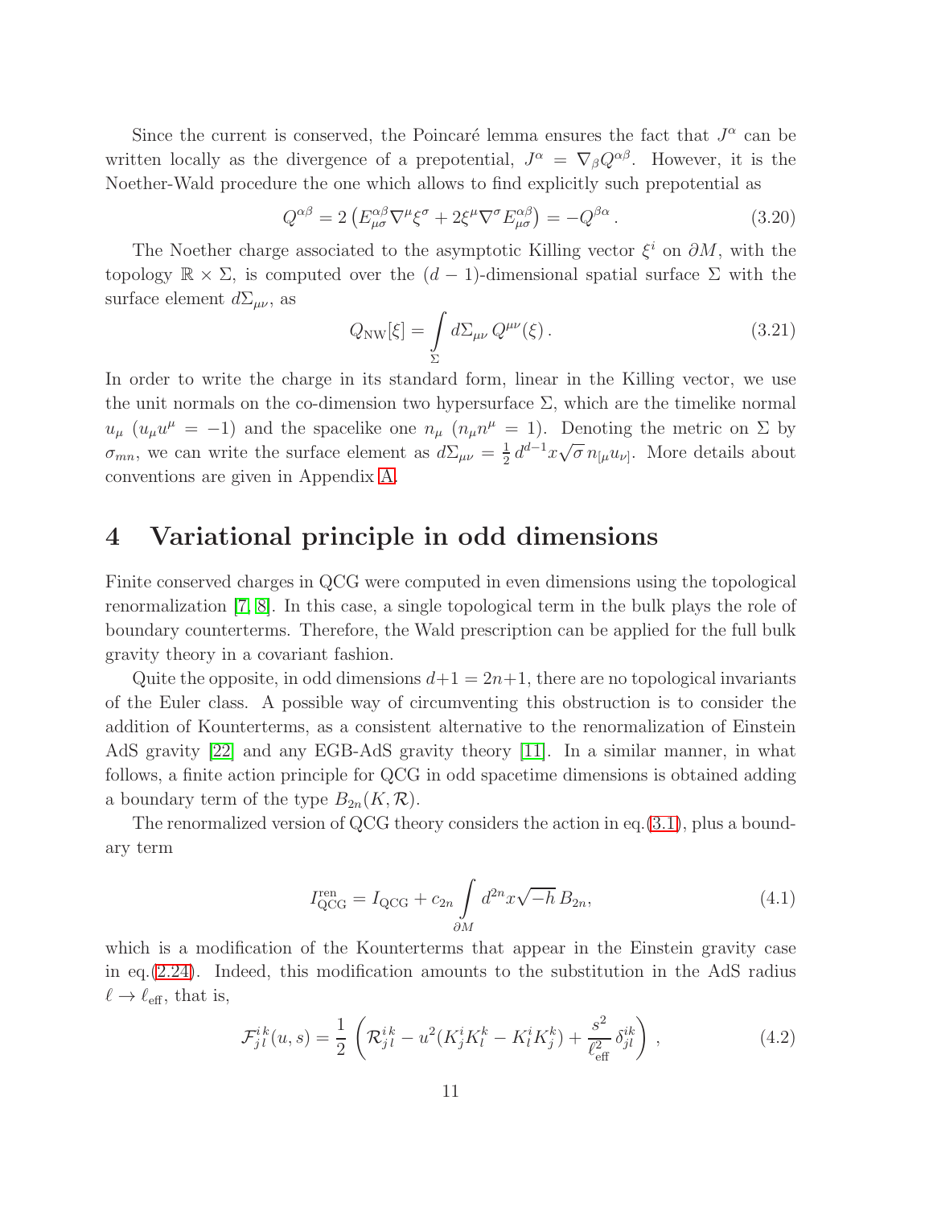Since the current is conserved, the Poincaré lemma ensures the fact that $J^\alpha$ can be written locally as the divergence of a prepotential, $J^\alpha = \nabla_\beta Q^{\alpha\beta}$. However, it is the Noether-Wald procedure the one which allows to find explicitly such prepotential as

$$Q^{\alpha\beta} = 2\left(E^{\alpha\beta}_{\mu\sigma}\nabla^\mu\xi^\sigma + 2\xi^\mu\nabla^\sigma E^{\alpha\beta}_{\mu\sigma}\right) = -Q^{\beta\alpha}\,. \tag{3.20}$$

The Noether charge associated to the asymptotic Killing vector $\xi^i$ on $\partial M$, with the topology $\mathbb{R}\times\Sigma$, is computed over the $(d-1)$-dimensional spatial surface $\Sigma$ with the surface element $d\Sigma_{\mu\nu}$, as

$$Q_{\rm NW}[\xi] = \int\limits_{\Sigma} d\Sigma_{\mu\nu}\, Q^{\mu\nu}(\xi)\,. \tag{3.21}$$

In order to write the charge in its standard form, linear in the Killing vector, we use the unit normals on the co-dimension two hypersurface $\Sigma$, which are the timelike normal $u_\mu$ ($u_\mu u^\mu = -1$) and the spacelike one $n_\mu$ ($n_\mu n^\mu = 1$). Denoting the metric on $\Sigma$ by $\sigma_{mn}$, we can write the surface element as $d\Sigma_{\mu\nu} = \frac{1}{2}\, d^{d-1}x\sqrt{\sigma}\, n_{[\mu}u_{\nu]}$. More details about conventions are given in Appendix A.

# 4 Variational principle in odd dimensions

Finite conserved charges in QCG were computed in even dimensions using the topological renormalization [7, 8]. In this case, a single topological term in the bulk plays the role of boundary counterterms. Therefore, the Wald prescription can be applied for the full bulk gravity theory in a covariant fashion.

Quite the opposite, in odd dimensions $d+1 = 2n+1$, there are no topological invariants of the Euler class. A possible way of circumventing this obstruction is to consider the addition of Kounterterms, as a consistent alternative to the renormalization of Einstein AdS gravity [22] and any EGB-AdS gravity theory [11]. In a similar manner, in what follows, a finite action principle for QCG in odd spacetime dimensions is obtained adding a boundary term of the type $B_{2n}(K,\mathcal{R})$.

The renormalized version of QCG theory considers the action in eq.(3.1), plus a boundary term

$$I^{\rm ren}_{\rm QCG} = I_{\rm QCG} + c_{2n}\int\limits_{\partial M} d^{2n}x\sqrt{-h}\, B_{2n}, \tag{4.1}$$

which is a modification of the Kounterterms that appear in the Einstein gravity case in eq.(2.24). Indeed, this modification amounts to the substitution in the AdS radius $\ell \to \ell_{\rm eff}$, that is,

$$\mathcal{F}^{ik}_{jl}(u,s) = \frac{1}{2}\left(\mathcal{R}^{ik}_{jl} - u^2(K^i_jK^k_l - K^i_lK^k_j) + \frac{s^2}{\ell^2_{\rm eff}}\,\delta^{ik}_{jl}\right)\,, \tag{4.2}$$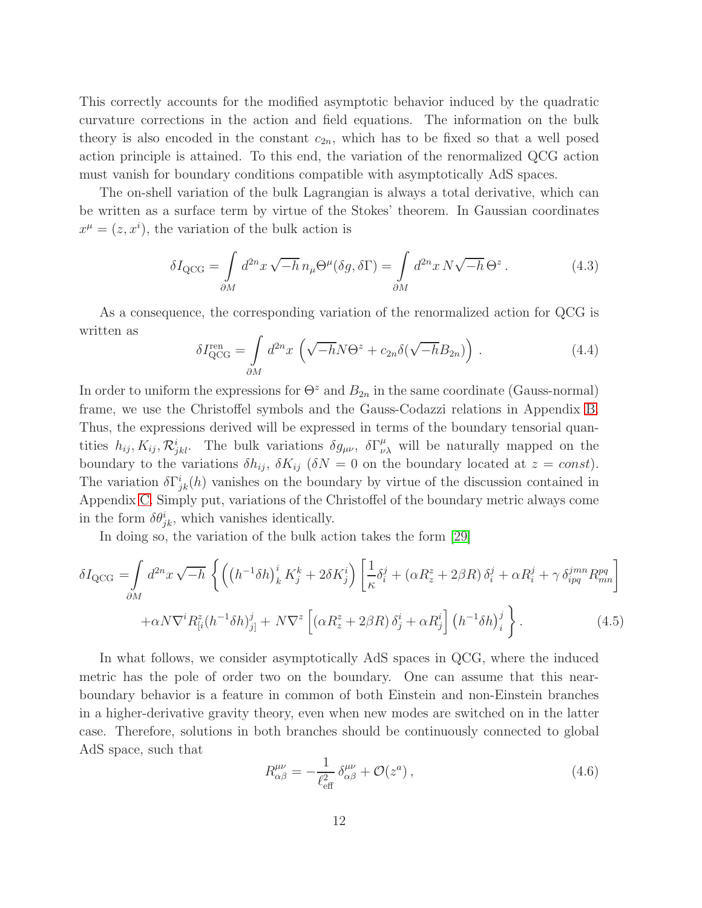This correctly accounts for the modified asymptotic behavior induced by the quadratic curvature corrections in the action and field equations. The information on the bulk theory is also encoded in the constant $c_{2n}$, which has to be fixed so that a well posed action principle is attained. To this end, the variation of the renormalized QCG action must vanish for boundary conditions compatible with asymptotically AdS spaces.

The on-shell variation of the bulk Lagrangian is always a total derivative, which can be written as a surface term by virtue of the Stokes' theorem. In Gaussian coordinates $x^\mu = (z, x^i)$, the variation of the bulk action is

$$
\delta I_{\rm QCG} = \int\limits_{\partial M} d^{2n}x \sqrt{-h}\, n_\mu \Theta^\mu(\delta g, \delta\Gamma) = \int\limits_{\partial M} d^{2n}x\, N\sqrt{-h}\,\Theta^z\,. \tag{4.3}
$$

As a consequence, the corresponding variation of the renormalized action for QCG is written as

$$
\delta I_{\rm QCG}^{\rm ren} = \int\limits_{\partial M} d^{2n}x\, \left(\sqrt{-h}N\Theta^z + c_{2n}\delta(\sqrt{-h}B_{2n})\right)\,. \tag{4.4}
$$

In order to uniform the expressions for $\Theta^z$ and $B_{2n}$ in the same coordinate (Gauss-normal) frame, we use the Christoffel symbols and the Gauss-Codazzi relations in Appendix B. Thus, the expressions derived will be expressed in terms of the boundary tensorial quantities $h_{ij}, K_{ij}, \mathcal{R}^i_{jkl}$. The bulk variations $\delta g_{\mu\nu}$, $\delta\Gamma^\mu_{\nu\lambda}$ will be naturally mapped on the boundary to the variations $\delta h_{ij}$, $\delta K_{ij}$ ($\delta N = 0$ on the boundary located at $z = const$). The variation $\delta\Gamma^i_{jk}(h)$ vanishes on the boundary by virtue of the discussion contained in Appendix C. Simply put, variations of the Christoffel of the boundary metric always come in the form $\delta\theta^i_{jk}$, which vanishes identically.

In doing so, the variation of the bulk action takes the form [29]

$$
\begin{aligned}
\delta I_{\rm QCG} =& \int\limits_{\partial M} d^{2n}x \sqrt{-h}\, \Bigg\{ \left(\left(h^{-1}\delta h\right)^i_k K^k_j + 2\delta K^i_j\right)\left[\frac{1}{\kappa}\delta^j_i + \left(\alpha R^z_z + 2\beta R\right)\delta^j_i + \alpha R^j_i + \gamma\,\delta^{jmn}_{ipq}R^{pq}_{mn}\right] \\
&+ \alpha N \nabla^i R^z_{[i}(h^{-1}\delta h)^j_{j]} + N\nabla^z\left[\left(\alpha R^z_z + 2\beta R\right)\delta^i_j + \alpha R^i_j\right]\left(h^{-1}\delta h\right)^j_i \Bigg\}\,.
\end{aligned} \tag{4.5}
$$

In what follows, we consider asymptotically AdS spaces in QCG, where the induced metric has the pole of order two on the boundary. One can assume that this near-boundary behavior is a feature in common of both Einstein and non-Einstein branches in a higher-derivative gravity theory, even when new modes are switched on in the latter case. Therefore, solutions in both branches should be continuously connected to global AdS space, such that

$$
R^{\mu\nu}_{\alpha\beta} = -\frac{1}{\ell^2_{\rm eff}}\,\delta^{\mu\nu}_{\alpha\beta} + \mathcal{O}(z^a)\,, \tag{4.6}
$$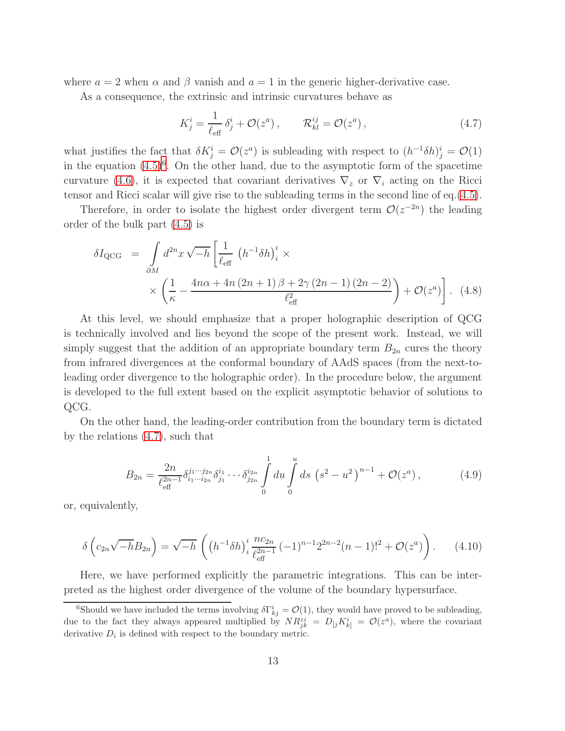where $a = 2$ when $\alpha$ and $\beta$ vanish and $a = 1$ in the generic higher-derivative case.

As a consequence, the extrinsic and intrinsic curvatures behave as

$$K^i_j = \frac{1}{\ell_{\text{eff}}}\,\delta^i_j + \mathcal{O}(z^a)\,, \qquad \mathcal{R}^{ij}_{kl} = \mathcal{O}(z^a)\,, \tag{4.7}$$

what justifies the fact that $\delta K^i_j = \mathcal{O}(z^a)$ is subleading with respect to $(h^{-1}\delta h)^i_j = \mathcal{O}(1)$ in the equation (4.5)[6]. On the other hand, due to the asymptotic form of the spacetime curvature (4.6), it is expected that covariant derivatives $\nabla_z$ or $\nabla_i$ acting on the Ricci tensor and Ricci scalar will give rise to the subleading terms in the second line of eq.(4.5).

Therefore, in order to isolate the highest order divergent term $\mathcal{O}(z^{-2n})$ the leading order of the bulk part (4.5) is

$$\begin{aligned}\delta I_{\text{QCG}} \;=\; & \int\limits_{\partial M} d^{2n}x\,\sqrt{-h}\left[\frac{1}{\ell_{\text{eff}}}\,\left(h^{-1}\delta h\right)^i_i \times \right.\\ & \left. \times\left(\frac{1}{\kappa} - \frac{4n\alpha + 4n\,(2n+1)\,\beta + 2\gamma\,(2n-1)\,(2n-2)}{\ell^2_{\text{eff}}}\right) + \mathcal{O}(z^a)\right]. \end{aligned} \tag{4.8}$$

At this level, we should emphasize that a proper holographic description of QCG is technically involved and lies beyond the scope of the present work. Instead, we will simply suggest that the addition of an appropriate boundary term $B_{2n}$ cures the theory from infrared divergences at the conformal boundary of AAdS spaces (from the next-to-leading order divergence to the holographic order). In the procedure below, the argument is developed to the full extent based on the explicit asymptotic behavior of solutions to QCG.

On the other hand, the leading-order contribution from the boundary term is dictated by the relations (4.7), such that

$$B_{2n} = \frac{2n}{\ell^{2n-1}_{\text{eff}}}\delta^{j_1\cdots j_{2n}}_{i_1\cdots i_{2n}}\delta^{i_1}_{j_1}\cdots\delta^{i_{2n}}_{j_{2n}}\int\limits_0^1 du\int\limits_0^u ds\,\left(s^2 - u^2\right)^{n-1} + \mathcal{O}(z^a)\,, \tag{4.9}$$

or, equivalently,

$$\delta\left(c_{2n}\sqrt{-h}B_{2n}\right) = \sqrt{-h}\,\left(\left(h^{-1}\delta h\right)^i_i\frac{nc_{2n}}{\ell^{2n-1}_{\text{eff}}}\,(-1)^{n-1}2^{2n-2}(n-1)!^2 + \mathcal{O}(z^a)\right). \tag{4.10}$$

Here, we have performed explicitly the parametric integrations. This can be interpreted as the highest order divergence of the volume of the boundary hypersurface.

---

[6] Should we have included the terms involving $\delta\Gamma^i_{kj} = \mathcal{O}(1)$, they would have proved to be subleading, due to the fact they always appeared multiplied by $NR^{zi}_{jk} = D_{[j}K^i_{k]} = \mathcal{O}(z^a)$, where the covariant derivative $D_i$ is defined with respect to the boundary metric.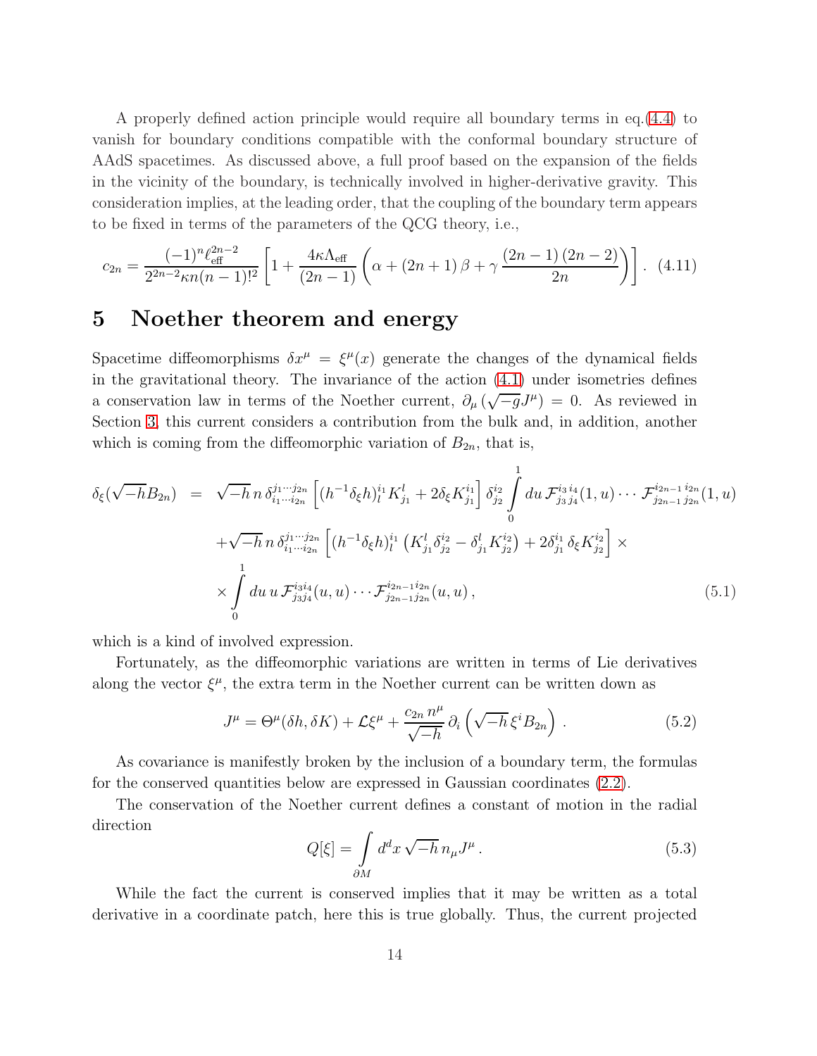A properly defined action principle would require all boundary terms in eq.(4.4) to vanish for boundary conditions compatible with the conformal boundary structure of AAdS spacetimes. As discussed above, a full proof based on the expansion of the fields in the vicinity of the boundary, is technically involved in higher-derivative gravity. This consideration implies, at the leading order, that the coupling of the boundary term appears to be fixed in terms of the parameters of the QCG theory, i.e.,

$$c_{2n} = \frac{(-1)^n \ell_{\text{eff}}^{2n-2}}{2^{2n-2}\kappa n (n-1)!^2}\left[1 + \frac{4\kappa\Lambda_{\text{eff}}}{(2n-1)}\left(\alpha + (2n+1)\,\beta + \gamma\,\frac{(2n-1)\,(2n-2)}{2n}\right)\right]. \quad (4.11)$$

# 5 Noether theorem and energy

Spacetime diffeomorphisms $\delta x^\mu = \xi^\mu(x)$ generate the changes of the dynamical fields in the gravitational theory. The invariance of the action (4.1) under isometries defines a conservation law in terms of the Noether current, $\partial_\mu\left(\sqrt{-g}J^\mu\right) = 0$. As reviewed in Section 3, this current considers a contribution from the bulk and, in addition, another which is coming from the diffeomorphic variation of $B_{2n}$, that is,

$$\begin{aligned}
\delta_\xi(\sqrt{-h}B_{2n}) &= \sqrt{-h}\, n\, \delta^{j_1\cdots j_{2n}}_{i_1\cdots i_{2n}}\left[(h^{-1}\delta_\xi h)^{i_1}_{l} K^l_{j_1} + 2\delta_\xi K^{i_1}_{j_1}\right]\delta^{i_2}_{j_2}\int_0^1 du\, \mathcal{F}^{i_3\,i_4}_{j_3\,j_4}(1,u)\cdots \mathcal{F}^{i_{2n-1}\,i_{2n}}_{j_{2n-1}\,j_{2n}}(1,u) \\
&\quad + \sqrt{-h}\, n\, \delta^{j_1\cdots j_{2n}}_{i_1\cdots i_{2n}}\left[(h^{-1}\delta_\xi h)^{i_1}_{l}\left(K^l_{j_1}\delta^{i_2}_{j_2} - \delta^l_{j_1}K^{i_2}_{j_2}\right) + 2\delta^{i_1}_{j_1}\,\delta_\xi K^{i_2}_{j_2}\right]\times \\
&\quad \times \int_0^1 du\, u\, \mathcal{F}^{i_3 i_4}_{j_3 j_4}(u,u)\cdots \mathcal{F}^{i_{2n-1} i_{2n}}_{j_{2n-1} j_{2n}}(u,u)\,,
\end{aligned} \quad (5.1)$$

which is a kind of involved expression.

Fortunately, as the diffeomorphic variations are written in terms of Lie derivatives along the vector $\xi^\mu$, the extra term in the Noether current can be written down as

$$J^\mu = \Theta^\mu(\delta h, \delta K) + \mathcal{L}\xi^\mu + \frac{c_{2n}\, n^\mu}{\sqrt{-h}}\,\partial_i\left(\sqrt{-h}\,\xi^i B_{2n}\right). \quad (5.2)$$

As covariance is manifestly broken by the inclusion of a boundary term, the formulas for the conserved quantities below are expressed in Gaussian coordinates (2.2).

The conservation of the Noether current defines a constant of motion in the radial direction

$$Q[\xi] = \int_{\partial M} d^dx\, \sqrt{-h}\, n_\mu J^\mu\,. \quad (5.3)$$

While the fact the current is conserved implies that it may be written as a total derivative in a coordinate patch, here this is true globally. Thus, the current projected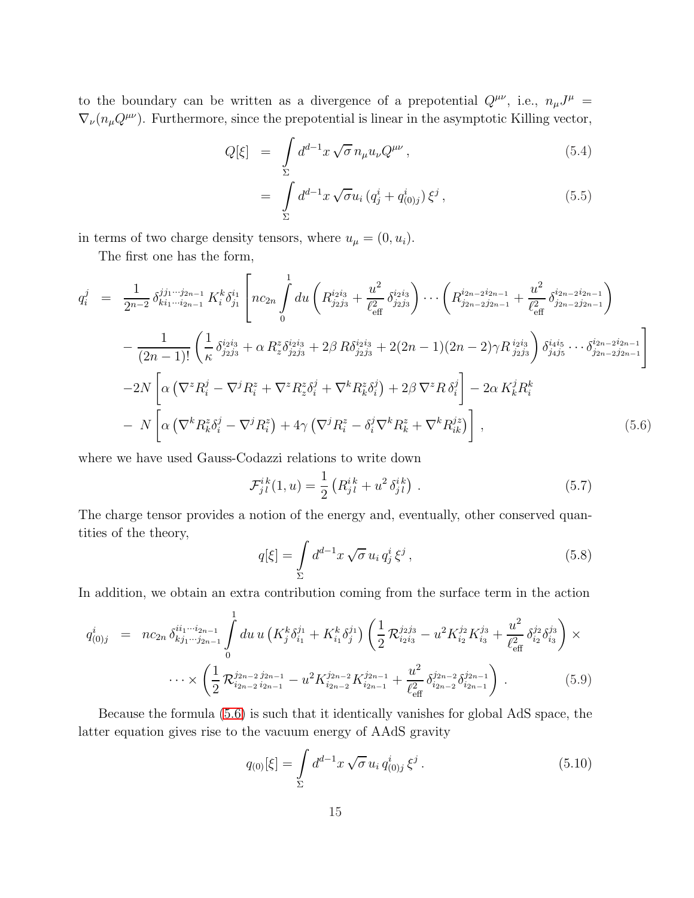to the boundary can be written as a divergence of a prepotential $Q^{\mu\nu}$, i.e., $n_\mu J^\mu = \nabla_\nu (n_\mu Q^{\mu\nu})$. Furthermore, since the prepotential is linear in the asymptotic Killing vector,

$$
\begin{aligned}
Q[\xi] &= \int\limits_{\Sigma} d^{d-1}x \, \sqrt{\sigma}\, n_\mu u_\nu Q^{\mu\nu} \,, &(5.4)\\
&= \int\limits_{\Sigma} d^{d-1}x \, \sqrt{\sigma} u_i \, (q^i_j + q^i_{(0)j})\, \xi^j \,, &(5.5)
\end{aligned}
$$

in terms of two charge density tensors, where $u_\mu = (0, u_i)$.

The first one has the form,

$$
\begin{aligned}
q^j_i \;=\; & \frac{1}{2^{n-2}}\, \delta^{jj_1\cdots j_{2n-1}}_{ki_1\cdots i_{2n-1}}\, K^k_i \delta^{i_1}_{j_1} \left[ nc_{2n} \int\limits_0^1 du \left( R^{i_2i_3}_{j_2j_3} + \frac{u^2}{\ell^2_{\text{eff}}}\, \delta^{i_2i_3}_{j_2j_3} \right) \cdots \left( R^{i_{2n-2}i_{2n-1}}_{j_{2n-2}j_{2n-1}} + \frac{u^2}{\ell^2_{\text{eff}}}\, \delta^{i_{2n-2}i_{2n-1}}_{j_{2n-2}j_{2n-1}} \right) \right. \\
& \left. - \frac{1}{(2n-1)!} \left( \frac{1}{\kappa}\, \delta^{i_2i_3}_{j_2j_3} + \alpha\, R^z_z \delta^{i_2i_3}_{j_2j_3} + 2\beta\, R \delta^{i_2i_3}_{j_2j_3} + 2(2n-1)(2n-2)\gamma R^{\;i_2i_3}_{\;j_2j_3} \right) \delta^{i_4i_5}_{j_4j_5} \cdots \delta^{i_{2n-2}i_{2n-1}}_{j_{2n-2}j_{2n-1}} \right] \\
& -2N \left[ \alpha \left( \nabla^z R^j_i - \nabla^j R^z_i + \nabla^z R^z_z \delta^j_i + \nabla^k R^z_k \delta^j_i \right) + 2\beta\, \nabla^z R\, \delta^j_i \right] - 2\alpha\, K^j_k R^k_i \\
& -\; N \left[ \alpha \left( \nabla^k R^z_k \delta^j_i - \nabla^j R^z_i \right) + 4\gamma \left( \nabla^j R^z_i - \delta^j_i \nabla^k R^z_k + \nabla^k R^{jz}_{ik} \right) \right] , \qquad (5.6)
\end{aligned}
$$

where we have used Gauss-Codazzi relations to write down

$$
\mathcal{F}^{i\,k}_{j\,l}(1,u) = \frac{1}{2} \left( R^{i\,k}_{j\,l} + u^2 \, \delta^{i\,k}_{j\,l} \right) \,. \qquad (5.7)
$$

The charge tensor provides a notion of the energy and, eventually, other conserved quantities of the theory,

$$
q[\xi] = \int\limits_{\Sigma} d^{d-1}x \, \sqrt{\sigma}\, u_i \, q^i_j \, \xi^j \,, \qquad (5.8)
$$

In addition, we obtain an extra contribution coming from the surface term in the action

$$
\begin{aligned}
q^i_{(0)j} \;=\; & nc_{2n}\, \delta^{ii_1\cdots i_{2n-1}}_{kj_1\cdots j_{2n-1}} \int\limits_0^1 du\, u \left( K^k_j \delta^{j_1}_{i_1} + K^k_{i_1} \delta^{j_1}_j \right) \left( \frac{1}{2}\, \mathcal{R}^{j_2j_3}_{i_2i_3} - u^2 K^{j_2}_{i_2} K^{j_3}_{i_3} + \frac{u^2}{\ell^2_{\text{eff}}}\, \delta^{j_2}_{i_2} \delta^{j_3}_{i_3} \right) \times \\
& \cdots \times \left( \frac{1}{2}\, \mathcal{R}^{j_{2n-2}\,j_{2n-1}}_{i_{2n-2}\,i_{2n-1}} - u^2 K^{j_{2n-2}}_{i_{2n-2}} K^{j_{2n-1}}_{i_{2n-1}} + \frac{u^2}{\ell^2_{\text{eff}}}\, \delta^{j_{2n-2}}_{i_{2n-2}} \delta^{j_{2n-1}}_{i_{2n-1}} \right) \,. \qquad (5.9)
\end{aligned}
$$

Because the formula (5.6) is such that it identically vanishes for global AdS space, the latter equation gives rise to the vacuum energy of AAdS gravity

$$
q_{(0)}[\xi] = \int\limits_{\Sigma} d^{d-1}x \, \sqrt{\sigma}\, u_i \, q^i_{(0)j} \, \xi^j \,. \qquad (5.10)
$$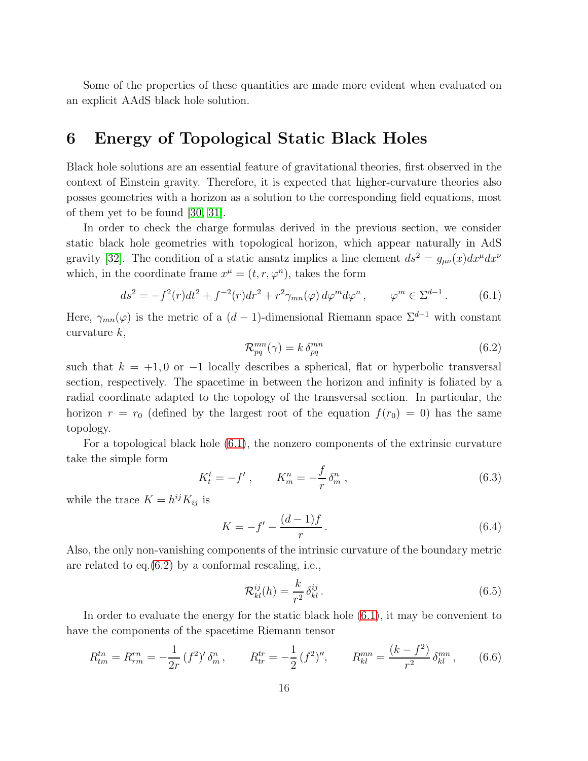Some of the properties of these quantities are made more evident when evaluated on an explicit AAdS black hole solution.

# 6 Energy of Topological Static Black Holes

Black hole solutions are an essential feature of gravitational theories, first observed in the context of Einstein gravity. Therefore, it is expected that higher-curvature theories also posses geometries with a horizon as a solution to the corresponding field equations, most of them yet to be found [30, 31].

In order to check the charge formulas derived in the previous section, we consider static black hole geometries with topological horizon, which appear naturally in AdS gravity [32]. The condition of a static ansatz implies a line element $ds^2 = g_{\mu\nu}(x)dx^\mu dx^\nu$ which, in the coordinate frame $x^\mu = (t, r, \varphi^n)$, takes the form

$$ds^2 = -f^2(r)dt^2 + f^{-2}(r)dr^2 + r^2\gamma_{mn}(\varphi)\, d\varphi^m d\varphi^n\,, \qquad \varphi^m \in \Sigma^{d-1}\,. \tag{6.1}$$

Here, $\gamma_{mn}(\varphi)$ is the metric of a $(d-1)$-dimensional Riemann space $\Sigma^{d-1}$ with constant curvature $k$,

$$\mathcal{R}^{mn}_{pq}(\gamma) = k\,\delta^{mn}_{pq} \tag{6.2}$$

such that $k = +1, 0$ or $-1$ locally describes a spherical, flat or hyperbolic transversal section, respectively. The spacetime in between the horizon and infinity is foliated by a radial coordinate adapted to the topology of the transversal section. In particular, the horizon $r = r_0$ (defined by the largest root of the equation $f(r_0) = 0$) has the same topology.

For a topological black hole (6.1), the nonzero components of the extrinsic curvature take the simple form

$$K^t_t = -f'\,, \qquad K^n_m = -\frac{f}{r}\,\delta^n_m\,, \tag{6.3}$$

while the trace $K = h^{ij}K_{ij}$ is

$$K = -f' - \frac{(d-1)f}{r}\,. \tag{6.4}$$

Also, the only non-vanishing components of the intrinsic curvature of the boundary metric are related to eq.(6.2) by a conformal rescaling, i.e.,

$$\mathcal{R}^{ij}_{kl}(h) = \frac{k}{r^2}\,\delta^{ij}_{kl}\,. \tag{6.5}$$

In order to evaluate the energy for the static black hole (6.1), it may be convenient to have the components of the spacetime Riemann tensor

$$R^{tn}_{tm} = R^{rn}_{rm} = -\frac{1}{2r}\,(f^2)'\,\delta^n_m\,, \qquad R^{tr}_{tr} = -\frac{1}{2}\,(f^2)'', \qquad R^{mn}_{kl} = \frac{(k-f^2)}{r^2}\,\delta^{mn}_{kl}\,, \tag{6.6}$$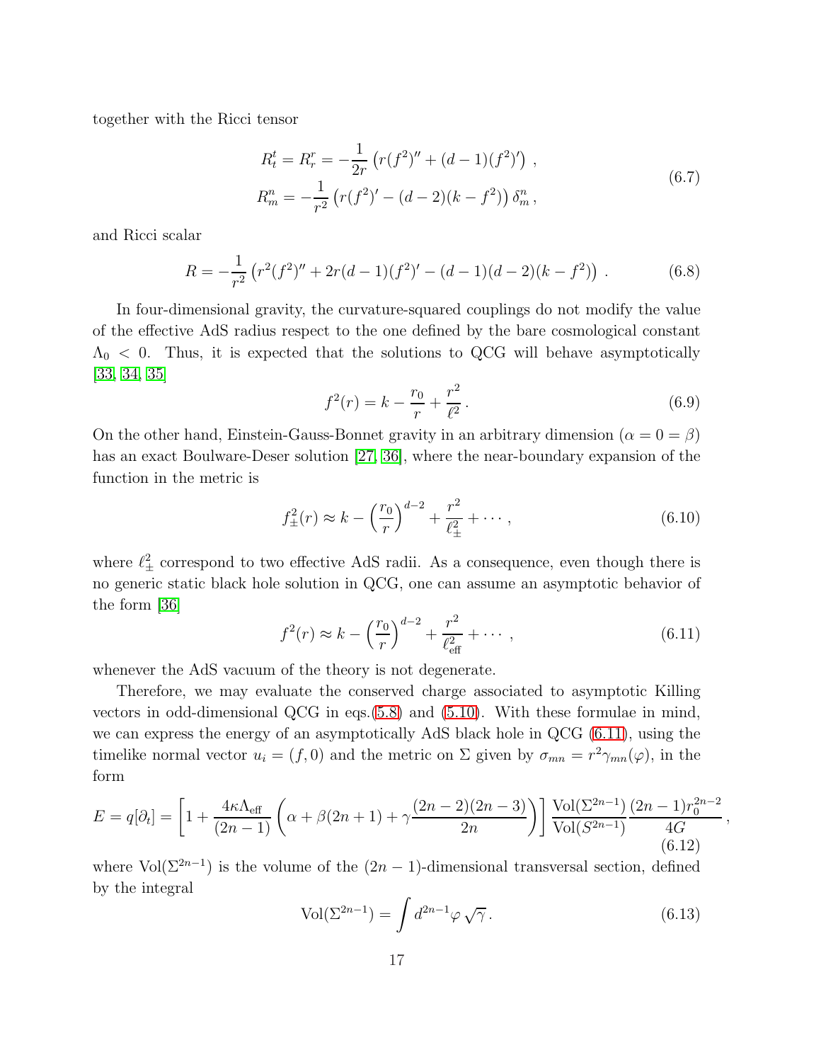together with the Ricci tensor

$$
\begin{aligned}
R^t_t = R^r_r &= -\frac{1}{2r}\left(r(f^2)'' + (d-1)(f^2)'\right) , \\
R^n_m &= -\frac{1}{r^2}\left(r(f^2)' - (d-2)(k-f^2)\right)\delta^n_m ,
\end{aligned}
\tag{6.7}
$$

and Ricci scalar

$$
R = -\frac{1}{r^2}\left(r^2(f^2)'' + 2r(d-1)(f^2)' - (d-1)(d-2)(k-f^2)\right) . \tag{6.8}
$$

In four-dimensional gravity, the curvature-squared couplings do not modify the value of the effective AdS radius respect to the one defined by the bare cosmological constant $\Lambda_0 < 0$. Thus, it is expected that the solutions to QCG will behave asymptotically [33, 34, 35]

$$
f^2(r) = k - \frac{r_0}{r} + \frac{r^2}{\ell^2} . \tag{6.9}
$$

On the other hand, Einstein-Gauss-Bonnet gravity in an arbitrary dimension ($\alpha = 0 = \beta$) has an exact Boulware-Deser solution [27, 36], where the near-boundary expansion of the function in the metric is

$$
f^2_\pm(r) \approx k - \left(\frac{r_0}{r}\right)^{d-2} + \frac{r^2}{\ell^2_\pm} + \cdots , \tag{6.10}
$$

where $\ell^2_\pm$ correspond to two effective AdS radii. As a consequence, even though there is no generic static black hole solution in QCG, one can assume an asymptotic behavior of the form [36]

$$
f^2(r) \approx k - \left(\frac{r_0}{r}\right)^{d-2} + \frac{r^2}{\ell^2_{\text{eff}}} + \cdots , \tag{6.11}
$$

whenever the AdS vacuum of the theory is not degenerate.

Therefore, we may evaluate the conserved charge associated to asymptotic Killing vectors in odd-dimensional QCG in eqs.(5.8) and (5.10). With these formulae in mind, we can express the energy of an asymptotically AdS black hole in QCG (6.11), using the timelike normal vector $u_i = (f, 0)$ and the metric on $\Sigma$ given by $\sigma_{mn} = r^2\gamma_{mn}(\varphi)$, in the form

$$
E = q[\partial_t] = \left[1 + \frac{4\kappa\Lambda_{\text{eff}}}{(2n-1)}\left(\alpha + \beta(2n+1) + \gamma\frac{(2n-2)(2n-3)}{2n}\right)\right]\frac{\text{Vol}(\Sigma^{2n-1})}{\text{Vol}(S^{2n-1})}\frac{(2n-1)r_0^{2n-2}}{4G} , \tag{6.12}
$$

where $\text{Vol}(\Sigma^{2n-1})$ is the volume of the $(2n-1)$-dimensional transversal section, defined by the integral

$$
\text{Vol}(\Sigma^{2n-1}) = \int d^{2n-1}\varphi\,\sqrt{\gamma} . \tag{6.13}
$$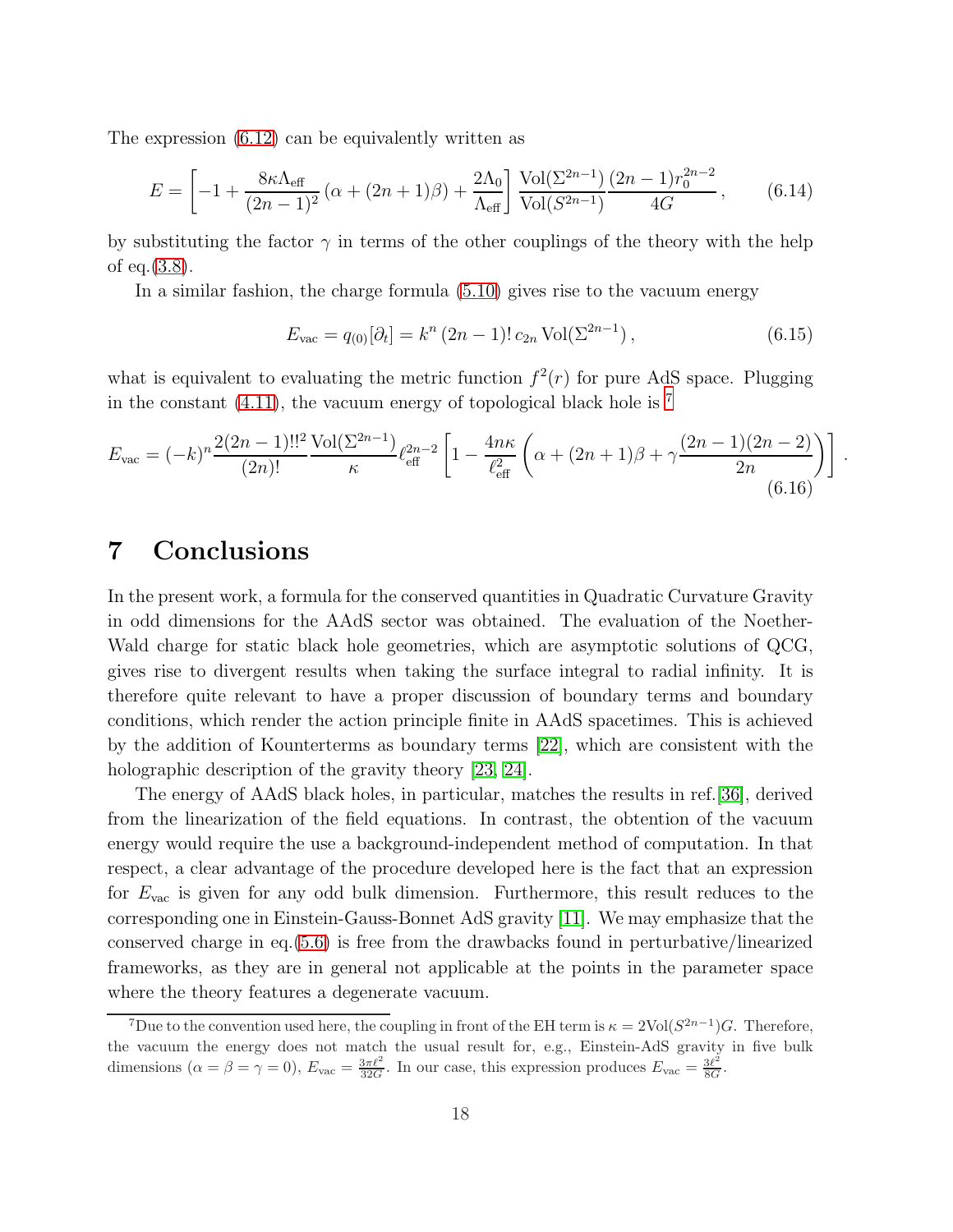The expression (6.12) can be equivalently written as

$$E = \left[-1 + \frac{8\kappa\Lambda_{\text{eff}}}{(2n-1)^2}\left(\alpha + (2n+1)\beta\right) + \frac{2\Lambda_0}{\Lambda_{\text{eff}}}\right]\frac{\text{Vol}(\Sigma^{2n-1})}{\text{Vol}(S^{2n-1})}\frac{(2n-1)r_0^{2n-2}}{4G}\,, \tag{6.14}$$

by substituting the factor $\gamma$ in terms of the other couplings of the theory with the help of eq.(3.8).

In a similar fashion, the charge formula (5.10) gives rise to the vacuum energy

$$E_{\text{vac}} = q_{(0)}[\partial_t] = k^n\,(2n-1)!\,c_{2n}\,\text{Vol}(\Sigma^{2n-1})\,, \tag{6.15}$$

what is equivalent to evaluating the metric function $f^2(r)$ for pure AdS space. Plugging in the constant (4.11), the vacuum energy of topological black hole is [7]

$$E_{\text{vac}} = (-k)^n\frac{2(2n-1)!!^2}{(2n)!}\frac{\text{Vol}(\Sigma^{2n-1})}{\kappa}\ell_{\text{eff}}^{2n-2}\left[1 - \frac{4n\kappa}{\ell_{\text{eff}}^2}\left(\alpha + (2n+1)\beta + \gamma\frac{(2n-1)(2n-2)}{2n}\right)\right]. \tag{6.16}$$

# 7 Conclusions

In the present work, a formula for the conserved quantities in Quadratic Curvature Gravity in odd dimensions for the AAdS sector was obtained. The evaluation of the Noether-Wald charge for static black hole geometries, which are asymptotic solutions of QCG, gives rise to divergent results when taking the surface integral to radial infinity. It is therefore quite relevant to have a proper discussion of boundary terms and boundary conditions, which render the action principle finite in AAdS spacetimes. This is achieved by the addition of Kounterterms as boundary terms [22], which are consistent with the holographic description of the gravity theory [23, 24].

The energy of AAdS black holes, in particular, matches the results in ref.[36], derived from the linearization of the field equations. In contrast, the obtention of the vacuum energy would require the use a background-independent method of computation. In that respect, a clear advantage of the procedure developed here is the fact that an expression for $E_{\text{vac}}$ is given for any odd bulk dimension. Furthermore, this result reduces to the corresponding one in Einstein-Gauss-Bonnet AdS gravity [11]. We may emphasize that the conserved charge in eq.(5.6) is free from the drawbacks found in perturbative/linearized frameworks, as they are in general not applicable at the points in the parameter space where the theory features a degenerate vacuum.

---

[7] Due to the convention used here, the coupling in front of the EH term is $\kappa = 2\text{Vol}(S^{2n-1})G$. Therefore, the vacuum the energy does not match the usual result for, e.g., Einstein-AdS gravity in five bulk dimensions ($\alpha = \beta = \gamma = 0$), $E_{\text{vac}} = \frac{3\pi\ell^2}{32G}$. In our case, this expression produces $E_{\text{vac}} = \frac{3\ell^2}{8G}$.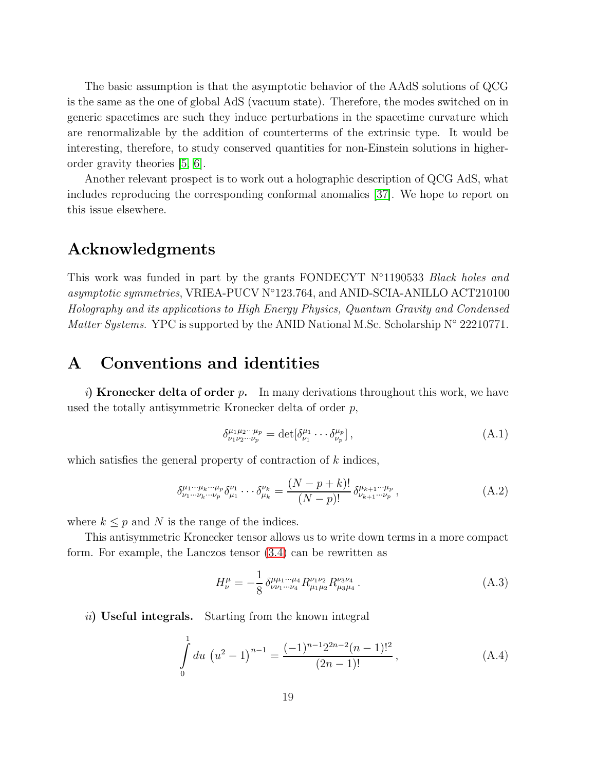The basic assumption is that the asymptotic behavior of the AAdS solutions of QCG is the same as the one of global AdS (vacuum state). Therefore, the modes switched on in generic spacetimes are such they induce perturbations in the spacetime curvature which are renormalizable by the addition of counterterms of the extrinsic type. It would be interesting, therefore, to study conserved quantities for non-Einstein solutions in higher-order gravity theories [5, 6].

Another relevant prospect is to work out a holographic description of QCG AdS, what includes reproducing the corresponding conformal anomalies [37]. We hope to report on this issue elsewhere.

## Acknowledgments

This work was funded in part by the grants FONDECYT N°1190533 *Black holes and asymptotic symmetries*, VRIEA-PUCV N°123.764, and ANID-SCIA-ANILLO ACT210100 *Holography and its applications to High Energy Physics, Quantum Gravity and Condensed Matter Systems*. YPC is supported by the ANID National M.Sc. Scholarship N° 22210771.

## A Conventions and identities

*i*) **Kronecker delta of order $p$.** In many derivations throughout this work, we have used the totally antisymmetric Kronecker delta of order $p$,

$$\delta^{\mu_1\mu_2\cdots\mu_p}_{\nu_1\nu_2\cdots\nu_p} = \det[\delta^{\mu_1}_{\nu_1}\cdots\delta^{\mu_p}_{\nu_p}]\,, \tag{A.1}$$

which satisfies the general property of contraction of $k$ indices,

$$\delta^{\mu_1\cdots\mu_k\cdots\mu_p}_{\nu_1\cdots\nu_k\cdots\nu_p}\delta^{\nu_1}_{\mu_1}\cdots\delta^{\nu_k}_{\mu_k} = \frac{(N-p+k)!}{(N-p)!}\,\delta^{\mu_{k+1}\cdots\mu_p}_{\nu_{k+1}\cdots\nu_p}\,, \tag{A.2}$$

where $k \leq p$ and $N$ is the range of the indices.

This antisymmetric Kronecker tensor allows us to write down terms in a more compact form. For example, the Lanczos tensor (3.4) can be rewritten as

$$H^{\mu}_{\nu} = -\frac{1}{8}\,\delta^{\mu\mu_1\cdots\mu_4}_{\nu\nu_1\cdots\nu_4}R^{\nu_1\nu_2}_{\mu_1\mu_2}R^{\nu_3\nu_4}_{\mu_3\mu_4}\,. \tag{A.3}$$

*ii*) **Useful integrals.** Starting from the known integral

$$\int_0^1 du\,\left(u^2-1\right)^{n-1} = \frac{(-1)^{n-1}2^{2n-2}(n-1)!^2}{(2n-1)!}\,, \tag{A.4}$$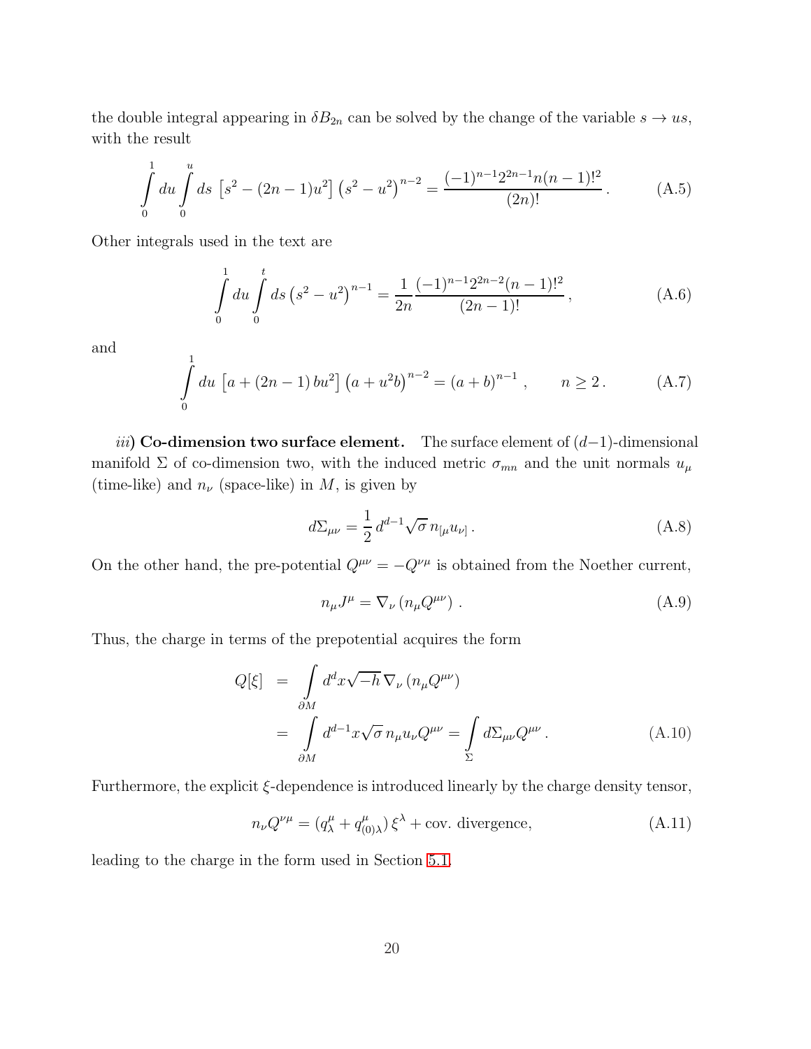the double integral appearing in $\delta B_{2n}$ can be solved by the change of the variable $s \to us$, with the result

$$\int_0^1 du \int_0^u ds \, \left[s^2 - (2n-1)u^2\right] \left(s^2 - u^2\right)^{n-2} = \frac{(-1)^{n-1} 2^{2n-1} n (n-1)!^2}{(2n)!} . \tag{A.5}$$

Other integrals used in the text are

$$\int_0^1 du \int_0^t ds \left(s^2 - u^2\right)^{n-1} = \frac{1}{2n} \frac{(-1)^{n-1} 2^{2n-2} (n-1)!^2}{(2n-1)!} , \tag{A.6}$$

and

$$\int_0^1 du \, \left[a + (2n-1)\, bu^2\right] \left(a + u^2 b\right)^{n-2} = (a+b)^{n-1} \, , \qquad n \geq 2 \, . \tag{A.7}$$

*iii*) **Co-dimension two surface element.** The surface element of $(d-1)$-dimensional manifold $\Sigma$ of co-dimension two, with the induced metric $\sigma_{mn}$ and the unit normals $u_\mu$ (time-like) and $n_\nu$ (space-like) in $M$, is given by

$$d\Sigma_{\mu\nu} = \frac{1}{2} \, d^{d-1} \sqrt{\sigma} \, n_{[\mu} u_{\nu]} \, . \tag{A.8}$$

On the other hand, the pre-potential $Q^{\mu\nu} = -Q^{\nu\mu}$ is obtained from the Noether current,

$$n_\mu J^\mu = \nabla_\nu \left(n_\mu Q^{\mu\nu}\right) \, . \tag{A.9}$$

Thus, the charge in terms of the prepotential acquires the form

$$\begin{aligned} Q[\xi] &= \int_{\partial M} d^d x \sqrt{-h} \, \nabla_\nu \left(n_\mu Q^{\mu\nu}\right) \\ &= \int_{\partial M} d^{d-1} x \sqrt{\sigma} \, n_\mu u_\nu Q^{\mu\nu} = \int_\Sigma d\Sigma_{\mu\nu} Q^{\mu\nu} \, . \end{aligned} \tag{A.10}$$

Furthermore, the explicit $\xi$-dependence is introduced linearly by the charge density tensor,

$$n_\nu Q^{\nu\mu} = (q^\mu_\lambda + q^\mu_{(0)\lambda})\, \xi^\lambda + \text{cov. divergence,} \tag{A.11}$$

leading to the charge in the form used in Section 5.1.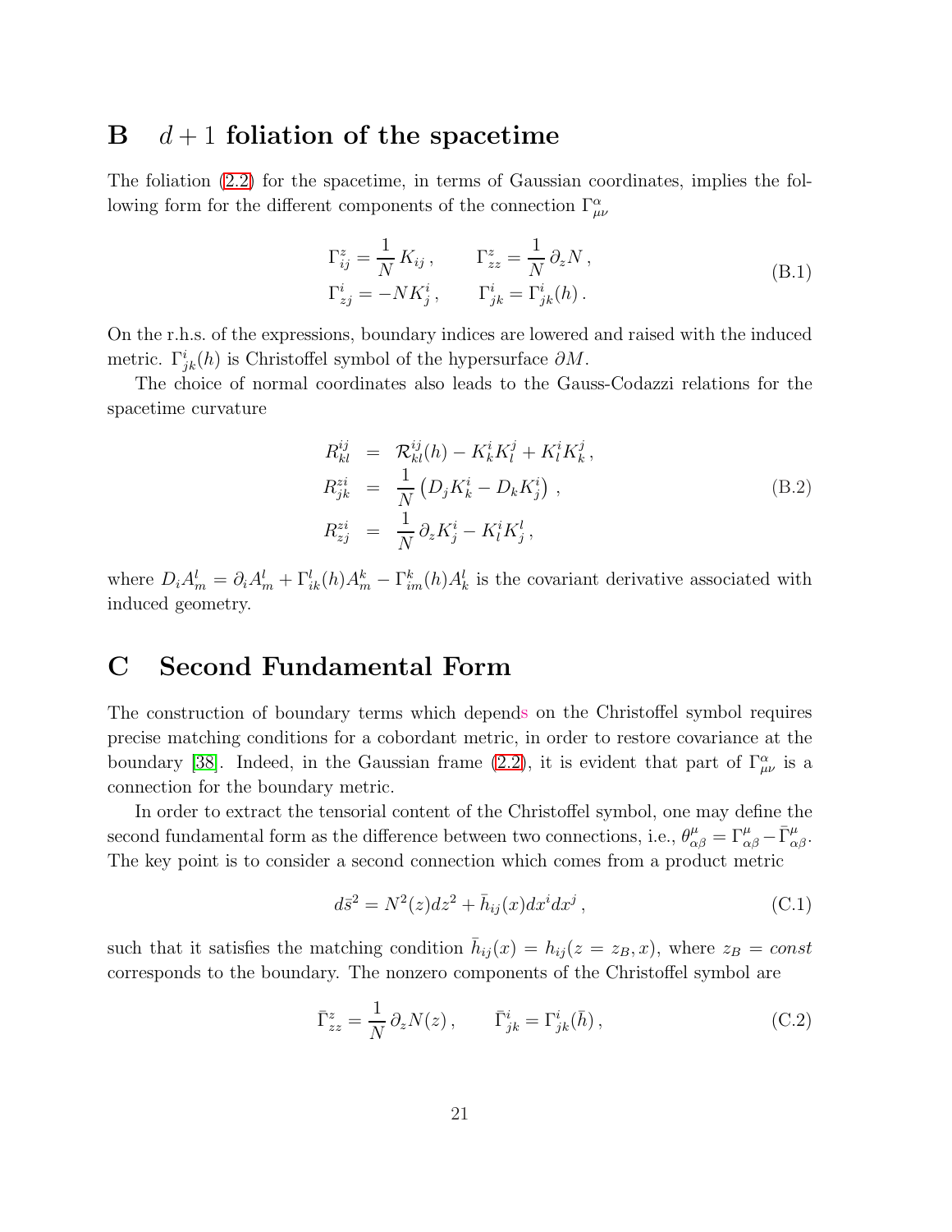# B $d+1$ foliation of the spacetime

The foliation (2.2) for the spacetime, in terms of Gaussian coordinates, implies the following form for the different components of the connection $\Gamma^{\alpha}_{\mu\nu}$

$$
\begin{aligned}
\Gamma^{z}_{ij} &= \frac{1}{N}\,K_{ij}\,, \qquad & \Gamma^{z}_{zz} &= \frac{1}{N}\,\partial_z N\,, \\
\Gamma^{i}_{zj} &= -NK^{i}_{j}\,, \qquad & \Gamma^{i}_{jk} &= \Gamma^{i}_{jk}(h)\,.
\end{aligned}
\tag{B.1}
$$

On the r.h.s. of the expressions, boundary indices are lowered and raised with the induced metric. $\Gamma^{i}_{jk}(h)$ is Christoffel symbol of the hypersurface $\partial M$.

The choice of normal coordinates also leads to the Gauss-Codazzi relations for the spacetime curvature

$$
\begin{aligned}
R^{ij}_{kl} &= \mathcal{R}^{ij}_{kl}(h) - K^{i}_{k}K^{j}_{l} + K^{i}_{l}K^{j}_{k}\,, \\
R^{zi}_{jk} &= \frac{1}{N}\left(D_j K^{i}_{k} - D_k K^{i}_{j}\right)\,, \\
R^{zi}_{zj} &= \frac{1}{N}\,\partial_z K^{i}_{j} - K^{i}_{l}K^{l}_{j}\,,
\end{aligned}
\tag{B.2}
$$

where $D_i A^l_m = \partial_i A^l_m + \Gamma^l_{ik}(h)A^k_m - \Gamma^k_{im}(h)A^l_k$ is the covariant derivative associated with induced geometry.

# C Second Fundamental Form

The construction of boundary terms which depends on the Christoffel symbol requires precise matching conditions for a cobordant metric, in order to restore covariance at the boundary [38]. Indeed, in the Gaussian frame (2.2), it is evident that part of $\Gamma^{\alpha}_{\mu\nu}$ is a connection for the boundary metric.

In order to extract the tensorial content of the Christoffel symbol, one may define the second fundamental form as the difference between two connections, i.e., $\theta^{\mu}_{\alpha\beta} = \Gamma^{\mu}_{\alpha\beta} - \bar{\Gamma}^{\mu}_{\alpha\beta}$. The key point is to consider a second connection which comes from a product metric

$$
d\bar{s}^2 = N^2(z)dz^2 + \bar{h}_{ij}(x)dx^i dx^j\,,
\tag{C.1}
$$

such that it satisfies the matching condition $\bar{h}_{ij}(x) = h_{ij}(z = z_B, x)$, where $z_B = const$ corresponds to the boundary. The nonzero components of the Christoffel symbol are

$$
\bar{\Gamma}^{z}_{zz} = \frac{1}{N}\,\partial_z N(z)\,, \qquad \bar{\Gamma}^{i}_{jk} = \Gamma^{i}_{jk}(\bar{h})\,,
\tag{C.2}
$$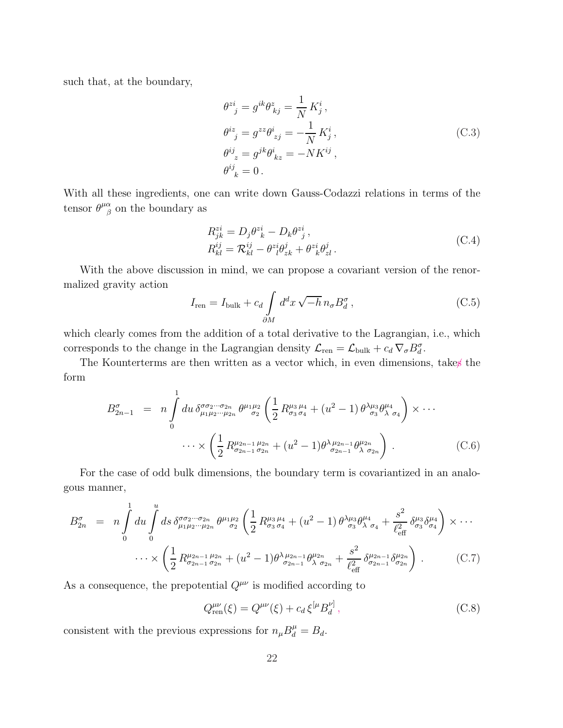such that, at the boundary,

$$
\begin{aligned}
\theta^{zi}{}_{j} &= g^{ik}\theta^{z}{}_{kj} = \frac{1}{N}\,K^{i}_{j}\,, \\
\theta^{iz}{}_{j} &= g^{zz}\theta^{i}{}_{zj} = -\frac{1}{N}\,K^{i}_{j}\,, \\
\theta^{ij}{}_{z} &= g^{jk}\theta^{i}{}_{kz} = -NK^{ij}\,, \\
\theta^{ij}{}_{k} &= 0\,.
\end{aligned}
\tag{C.3}
$$

With all these ingredients, one can write down Gauss-Codazzi relations in terms of the tensor $\theta^{\mu\alpha}{}_{\beta}$ on the boundary as

$$
\begin{aligned}
R^{zi}_{jk} &= D_{j}\theta^{zi}{}_{k} - D_{k}\theta^{zi}{}_{j}\,, \\
R^{ij}_{kl} &= \mathcal{R}^{ij}_{kl} - \theta^{zi}{}_{l}\theta^{j}_{zk} + \theta^{zi}{}_{k}\theta^{j}_{zl}\,.
\end{aligned}
\tag{C.4}
$$

With the above discussion in mind, we can propose a covariant version of the renormalized gravity action

$$
I_{\text{ren}} = I_{\text{bulk}} + c_{d}\int\limits_{\partial M} d^{d}x\,\sqrt{-h}\,n_{\sigma}B^{\sigma}_{d}\,,
\tag{C.5}
$$

which clearly comes from the addition of a total derivative to the Lagrangian, i.e., which corresponds to the change in the Lagrangian density $\mathcal{L}_{\text{ren}} = \mathcal{L}_{\text{bulk}} + c_{d}\,\nabla_{\sigma}B^{\sigma}_{d}$.

The Kounterterms are then written as a vector which, in even dimensions, takes the form

$$
\begin{aligned}
B^{\sigma}_{2n-1} \;=\; & n\int\limits_{0}^{1} du\,\delta^{\sigma\sigma_{2}\cdots\sigma_{2n}}_{\mu_{1}\mu_{2}\cdots\mu_{2n}}\,\theta^{\mu_{1}\mu_{2}}{}_{\sigma_{2}}\left(\frac{1}{2}\,R^{\mu_{3}\,\mu_{4}}_{\sigma_{3}\,\sigma_{4}} + (u^{2}-1)\,\theta^{\lambda\mu_{3}}{}_{\sigma_{3}}\theta^{\mu_{4}}_{\lambda\ \sigma_{4}}\right)\times\cdots \\
& \cdots\times\left(\frac{1}{2}\,R^{\mu_{2n-1}\,\mu_{2n}}_{\sigma_{2n-1}\,\sigma_{2n}} + (u^{2}-1)\theta^{\lambda\,\mu_{2n-1}}{}_{\sigma_{2n-1}}\theta^{\mu_{2n}}_{\lambda\ \sigma_{2n}}\right)\,.
\end{aligned}
\tag{C.6}
$$

For the case of odd bulk dimensions, the boundary term is covariantized in an analogous manner,

$$
\begin{aligned}
B^{\sigma}_{2n} \;=\; & n\int\limits_{0}^{1} du\int\limits_{0}^{u} ds\,\delta^{\sigma\sigma_{2}\cdots\sigma_{2n}}_{\mu_{1}\mu_{2}\cdots\mu_{2n}}\,\theta^{\mu_{1}\mu_{2}}{}_{\sigma_{2}}\left(\frac{1}{2}\,R^{\mu_{3}\,\mu_{4}}_{\sigma_{3}\,\sigma_{4}} + (u^{2}-1)\,\theta^{\lambda\mu_{3}}{}_{\sigma_{3}}\theta^{\mu_{4}}_{\lambda\ \sigma_{4}} + \frac{s^{2}}{\ell^{2}_{\text{eff}}}\,\delta^{\mu_{3}}_{\sigma_{3}}\delta^{\mu_{4}}_{\sigma_{4}}\right)\times\cdots \\
& \cdots\times\left(\frac{1}{2}\,R^{\mu_{2n-1}\,\mu_{2n}}_{\sigma_{2n-1}\,\sigma_{2n}} + (u^{2}-1)\theta^{\lambda\,\mu_{2n-1}}{}_{\sigma_{2n-1}}\theta^{\mu_{2n}}_{\lambda\ \sigma_{2n}} + \frac{s^{2}}{\ell^{2}_{\text{eff}}}\,\delta^{\mu_{2n-1}}_{\sigma_{2n-1}}\delta^{\mu_{2n}}_{\sigma_{2n}}\right)\,.
\end{aligned}
\tag{C.7}
$$

As a consequence, the prepotential $Q^{\mu\nu}$ is modified according to

$$
Q^{\mu\nu}_{\text{ren}}(\xi) = Q^{\mu\nu}(\xi) + c_{d}\,\xi^{[\mu}B^{\nu]}_{d}\,,
\tag{C.8}
$$

consistent with the previous expressions for $n_{\mu}B^{\mu}_{d} = B_{d}$.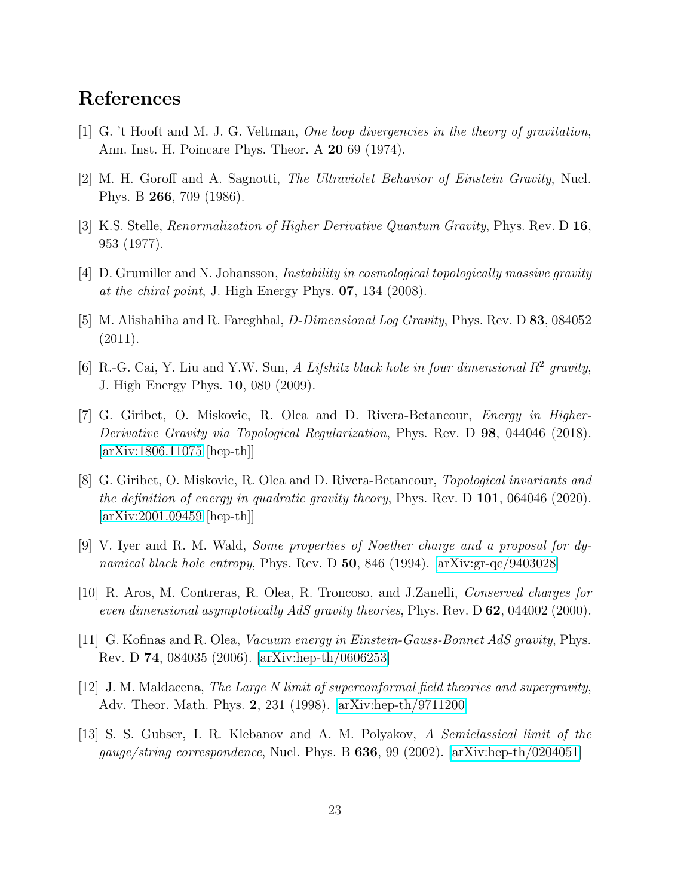# References

[1] G. 't Hooft and M. J. G. Veltman, *One loop divergencies in the theory of gravitation*, Ann. Inst. H. Poincare Phys. Theor. A **20** 69 (1974).

[2] M. H. Goroff and A. Sagnotti, *The Ultraviolet Behavior of Einstein Gravity*, Nucl. Phys. B **266**, 709 (1986).

[3] K.S. Stelle, *Renormalization of Higher Derivative Quantum Gravity*, Phys. Rev. D **16**, 953 (1977).

[4] D. Grumiller and N. Johansson, *Instability in cosmological topologically massive gravity at the chiral point*, J. High Energy Phys. **07**, 134 (2008).

[5] M. Alishahiha and R. Fareghbal, *D-Dimensional Log Gravity*, Phys. Rev. D **83**, 084052 (2011).

[6] R.-G. Cai, Y. Liu and Y.W. Sun, *A Lifshitz black hole in four dimensional $R^2$ gravity*, J. High Energy Phys. **10**, 080 (2009).

[7] G. Giribet, O. Miskovic, R. Olea and D. Rivera-Betancour, *Energy in Higher-Derivative Gravity via Topological Regularization*, Phys. Rev. D **98**, 044046 (2018). [arXiv:1806.11075 [hep-th]]

[8] G. Giribet, O. Miskovic, R. Olea and D. Rivera-Betancour, *Topological invariants and the definition of energy in quadratic gravity theory*, Phys. Rev. D **101**, 064046 (2020). [arXiv:2001.09459 [hep-th]]

[9] V. Iyer and R. M. Wald, *Some properties of Noether charge and a proposal for dynamical black hole entropy*, Phys. Rev. D **50**, 846 (1994). [arXiv:gr-qc/9403028]

[10] R. Aros, M. Contreras, R. Olea, R. Troncoso, and J.Zanelli, *Conserved charges for even dimensional asymptotically AdS gravity theories*, Phys. Rev. D **62**, 044002 (2000).

[11] G. Kofinas and R. Olea, *Vacuum energy in Einstein-Gauss-Bonnet AdS gravity*, Phys. Rev. D **74**, 084035 (2006). [arXiv:hep-th/0606253]

[12] J. M. Maldacena, *The Large N limit of superconformal field theories and supergravity*, Adv. Theor. Math. Phys. **2**, 231 (1998). [arXiv:hep-th/9711200]

[13] S. S. Gubser, I. R. Klebanov and A. M. Polyakov, *A Semiclassical limit of the gauge/string correspondence*, Nucl. Phys. B **636**, 99 (2002). [arXiv:hep-th/0204051]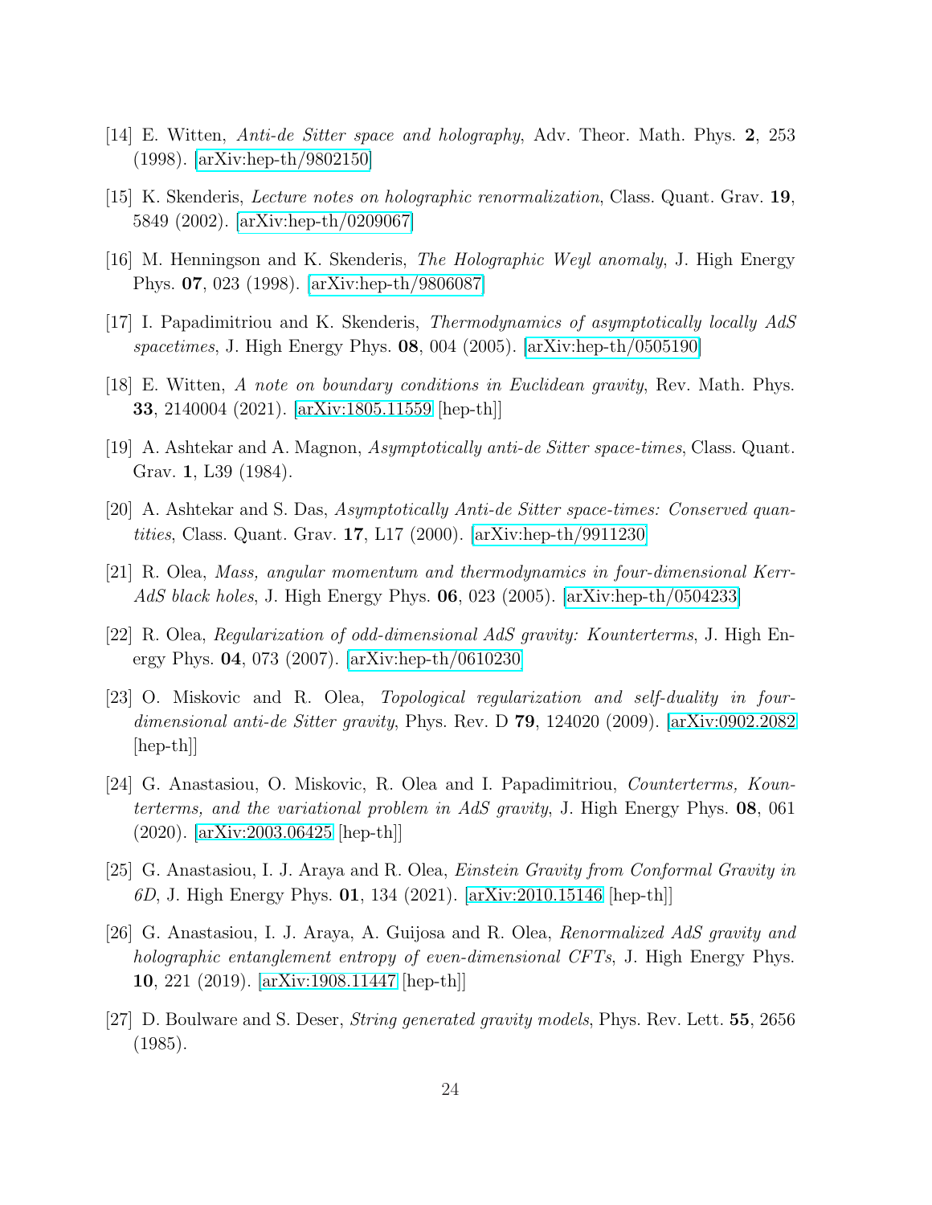[14] E. Witten, *Anti-de Sitter space and holography*, Adv. Theor. Math. Phys. **2**, 253 (1998). [arXiv:hep-th/9802150]

[15] K. Skenderis, *Lecture notes on holographic renormalization*, Class. Quant. Grav. **19**, 5849 (2002). [arXiv:hep-th/0209067]

[16] M. Henningson and K. Skenderis, *The Holographic Weyl anomaly*, J. High Energy Phys. **07**, 023 (1998). [arXiv:hep-th/9806087]

[17] I. Papadimitriou and K. Skenderis, *Thermodynamics of asymptotically locally AdS spacetimes*, J. High Energy Phys. **08**, 004 (2005). [arXiv:hep-th/0505190]

[18] E. Witten, *A note on boundary conditions in Euclidean gravity*, Rev. Math. Phys. **33**, 2140004 (2021). [arXiv:1805.11559 [hep-th]]

[19] A. Ashtekar and A. Magnon, *Asymptotically anti-de Sitter space-times*, Class. Quant. Grav. **1**, L39 (1984).

[20] A. Ashtekar and S. Das, *Asymptotically Anti-de Sitter space-times: Conserved quantities*, Class. Quant. Grav. **17**, L17 (2000). [arXiv:hep-th/9911230]

[21] R. Olea, *Mass, angular momentum and thermodynamics in four-dimensional Kerr-AdS black holes*, J. High Energy Phys. **06**, 023 (2005). [arXiv:hep-th/0504233]

[22] R. Olea, *Regularization of odd-dimensional AdS gravity: Kounterterms*, J. High Energy Phys. **04**, 073 (2007). [arXiv:hep-th/0610230]

[23] O. Miskovic and R. Olea, *Topological regularization and self-duality in four-dimensional anti-de Sitter gravity*, Phys. Rev. D **79**, 124020 (2009). [arXiv:0902.2082 [hep-th]]

[24] G. Anastasiou, O. Miskovic, R. Olea and I. Papadimitriou, *Counterterms, Kounterterms, and the variational problem in AdS gravity*, J. High Energy Phys. **08**, 061 (2020). [arXiv:2003.06425 [hep-th]]

[25] G. Anastasiou, I. J. Araya and R. Olea, *Einstein Gravity from Conformal Gravity in 6D*, J. High Energy Phys. **01**, 134 (2021). [arXiv:2010.15146 [hep-th]]

[26] G. Anastasiou, I. J. Araya, A. Guijosa and R. Olea, *Renormalized AdS gravity and holographic entanglement entropy of even-dimensional CFTs*, J. High Energy Phys. **10**, 221 (2019). [arXiv:1908.11447 [hep-th]]

[27] D. Boulware and S. Deser, *String generated gravity models*, Phys. Rev. Lett. **55**, 2656 (1985).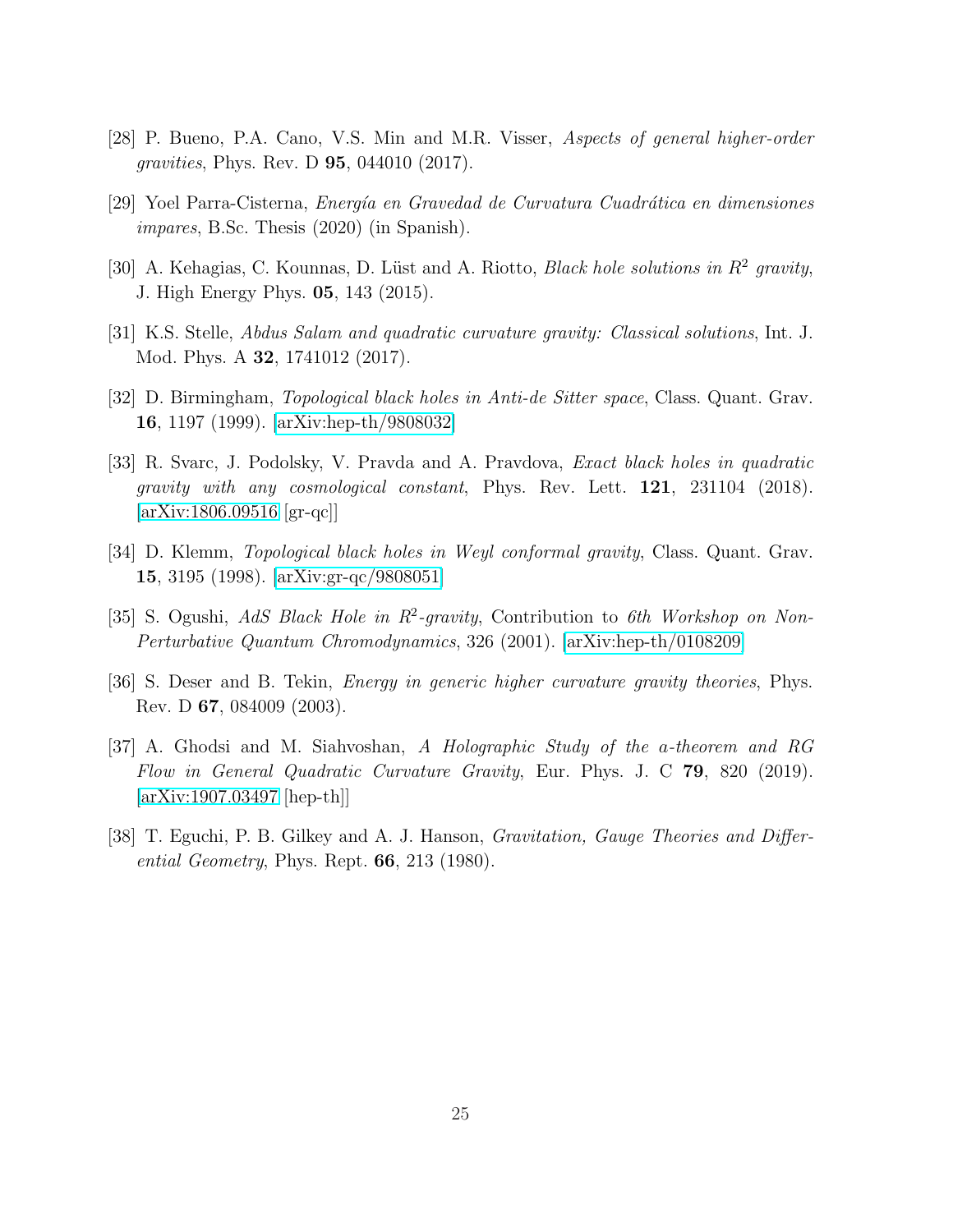[28] P. Bueno, P.A. Cano, V.S. Min and M.R. Visser, *Aspects of general higher-order gravities*, Phys. Rev. D **95**, 044010 (2017).

[29] Yoel Parra-Cisterna, *Energía en Gravedad de Curvatura Cuadrática en dimensiones impares*, B.Sc. Thesis (2020) (in Spanish).

[30] A. Kehagias, C. Kounnas, D. Lüst and A. Riotto, *Black hole solutions in $R^2$ gravity*, J. High Energy Phys. **05**, 143 (2015).

[31] K.S. Stelle, *Abdus Salam and quadratic curvature gravity: Classical solutions*, Int. J. Mod. Phys. A **32**, 1741012 (2017).

[32] D. Birmingham, *Topological black holes in Anti-de Sitter space*, Class. Quant. Grav. **16**, 1197 (1999). [arXiv:hep-th/9808032]

[33] R. Svarc, J. Podolsky, V. Pravda and A. Pravdova, *Exact black holes in quadratic gravity with any cosmological constant*, Phys. Rev. Lett. **121**, 231104 (2018). [arXiv:1806.09516 [gr-qc]]

[34] D. Klemm, *Topological black holes in Weyl conformal gravity*, Class. Quant. Grav. **15**, 3195 (1998). [arXiv:gr-qc/9808051]

[35] S. Ogushi, *AdS Black Hole in $R^2$-gravity*, Contribution to *6th Workshop on Non-Perturbative Quantum Chromodynamics*, 326 (2001). [arXiv:hep-th/0108209]

[36] S. Deser and B. Tekin, *Energy in generic higher curvature gravity theories*, Phys. Rev. D **67**, 084009 (2003).

[37] A. Ghodsi and M. Siahvoshan, *A Holographic Study of the a-theorem and RG Flow in General Quadratic Curvature Gravity*, Eur. Phys. J. C **79**, 820 (2019). [arXiv:1907.03497 [hep-th]]

[38] T. Eguchi, P. B. Gilkey and A. J. Hanson, *Gravitation, Gauge Theories and Differential Geometry*, Phys. Rept. **66**, 213 (1980).